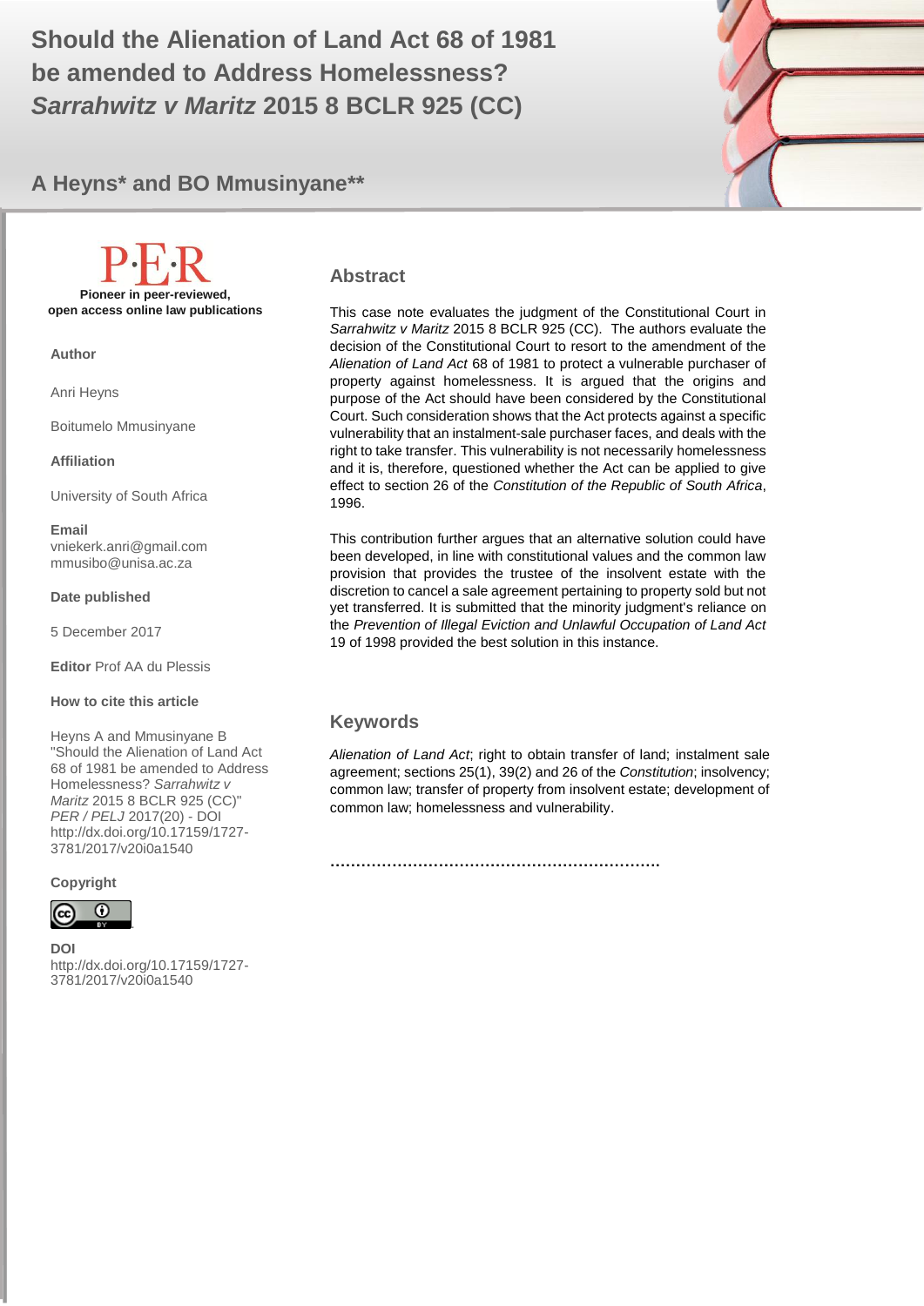# Should the Alienation of Land Act 68 of 1981 be amended to Address Homelessness? *Sarrahwitz v Maritz* 2015 8 BCLR 925 (CC)

## A Heyns* and BO Mmusinyane**

**Pioneer in peer-reviewed, open access online law publications**

**Author**

Anri Heyns

Boitumelo Mmusinyane

**Affiliation**

University of South Africa

**Email**

vniekerk.anri@gmail.com
mmusibo@unisa.ac.za

**Date published**

5 December 2017

**Editor** Prof AA du Plessis

**How to cite this article**

Heyns A and Mmusinyane B "Should the Alienation of Land Act 68 of 1981 be amended to Address Homelessness? *Sarrahwitz v Maritz* 2015 8 BCLR 925 (CC)" *PER / PELJ* 2017(20) - DOI http://dx.doi.org/10.17159/1727-3781/2017/v20i0a1540

**Copyright**

**DOI**

http://dx.doi.org/10.17159/1727-3781/2017/v20i0a1540

### Abstract

This case note evaluates the judgment of the Constitutional Court in *Sarrahwitz v Maritz* 2015 8 BCLR 925 (CC). The authors evaluate the decision of the Constitutional Court to resort to the amendment of the *Alienation of Land Act* 68 of 1981 to protect a vulnerable purchaser of property against homelessness. It is argued that the origins and purpose of the Act should have been considered by the Constitutional Court. Such consideration shows that the Act protects against a specific vulnerability that an instalment-sale purchaser faces, and deals with the right to take transfer. This vulnerability is not necessarily homelessness and it is, therefore, questioned whether the Act can be applied to give effect to section 26 of the *Constitution of the Republic of South Africa*, 1996.

This contribution further argues that an alternative solution could have been developed, in line with constitutional values and the common law provision that provides the trustee of the insolvent estate with the discretion to cancel a sale agreement pertaining to property sold but not yet transferred. It is submitted that the minority judgment's reliance on the *Prevention of Illegal Eviction and Unlawful Occupation of Land Act* 19 of 1998 provided the best solution in this instance.

### Keywords

*Alienation of Land Act*; right to obtain transfer of land; instalment sale agreement; sections 25(1), 39(2) and 26 of the *Constitution*; insolvency; common law; transfer of property from insolvent estate; development of common law; homelessness and vulnerability.

……………………………………………………….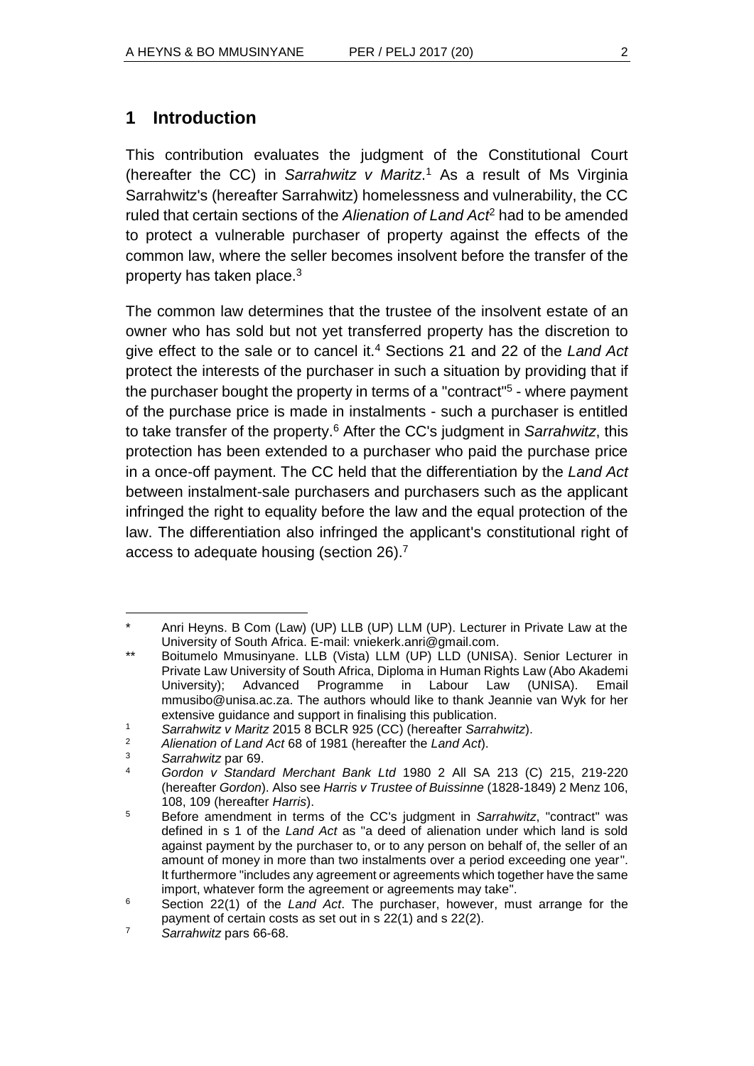## 1 Introduction

This contribution evaluates the judgment of the Constitutional Court (hereafter the CC) in *Sarrahwitz v Maritz*.[1] As a result of Ms Virginia Sarrahwitz's (hereafter Sarrahwitz) homelessness and vulnerability, the CC ruled that certain sections of the *Alienation of Land Act*[2] had to be amended to protect a vulnerable purchaser of property against the effects of the common law, where the seller becomes insolvent before the transfer of the property has taken place.[3]

The common law determines that the trustee of the insolvent estate of an owner who has sold but not yet transferred property has the discretion to give effect to the sale or to cancel it.[4] Sections 21 and 22 of the *Land Act* protect the interests of the purchaser in such a situation by providing that if the purchaser bought the property in terms of a "contract"[5] - where payment of the purchase price is made in instalments - such a purchaser is entitled to take transfer of the property.[6] After the CC's judgment in *Sarrahwitz*, this protection has been extended to a purchaser who paid the purchase price in a once-off payment. The CC held that the differentiation by the *Land Act* between instalment-sale purchasers and purchasers such as the applicant infringed the right to equality before the law and the equal protection of the law. The differentiation also infringed the applicant's constitutional right of access to adequate housing (section 26).[7]

---

\* Anri Heyns. B Com (Law) (UP) LLB (UP) LLM (UP). Lecturer in Private Law at the University of South Africa. E-mail: vniekerk.anri@gmail.com.

\*\* Boitumelo Mmusinyane. LLB (Vista) LLM (UP) LLD (UNISA). Senior Lecturer in Private Law University of South Africa, Diploma in Human Rights Law (Abo Akademi University); Advanced Programme in Labour Law (UNISA). Email mmusibo@unisa.ac.za. The authors whould like to thank Jeannie van Wyk for her extensive guidance and support in finalising this publication.

1 *Sarrahwitz v Maritz* 2015 8 BCLR 925 (CC) (hereafter *Sarrahwitz*).

2 *Alienation of Land Act* 68 of 1981 (hereafter the *Land Act*).

3 *Sarrahwitz* par 69.

4 *Gordon v Standard Merchant Bank Ltd* 1980 2 All SA 213 (C) 215, 219-220 (hereafter *Gordon*). Also see *Harris v Trustee of Buissinne* (1828-1849) 2 Menz 106, 108, 109 (hereafter *Harris*).

5 Before amendment in terms of the CC's judgment in *Sarrahwitz*, "contract" was defined in s 1 of the *Land Act* as "a deed of alienation under which land is sold against payment by the purchaser to, or to any person on behalf of, the seller of an amount of money in more than two instalments over a period exceeding one year". It furthermore "includes any agreement or agreements which together have the same import, whatever form the agreement or agreements may take".

6 Section 22(1) of the *Land Act*. The purchaser, however, must arrange for the payment of certain costs as set out in s 22(1) and s 22(2).

7 *Sarrahwitz* pars 66-68.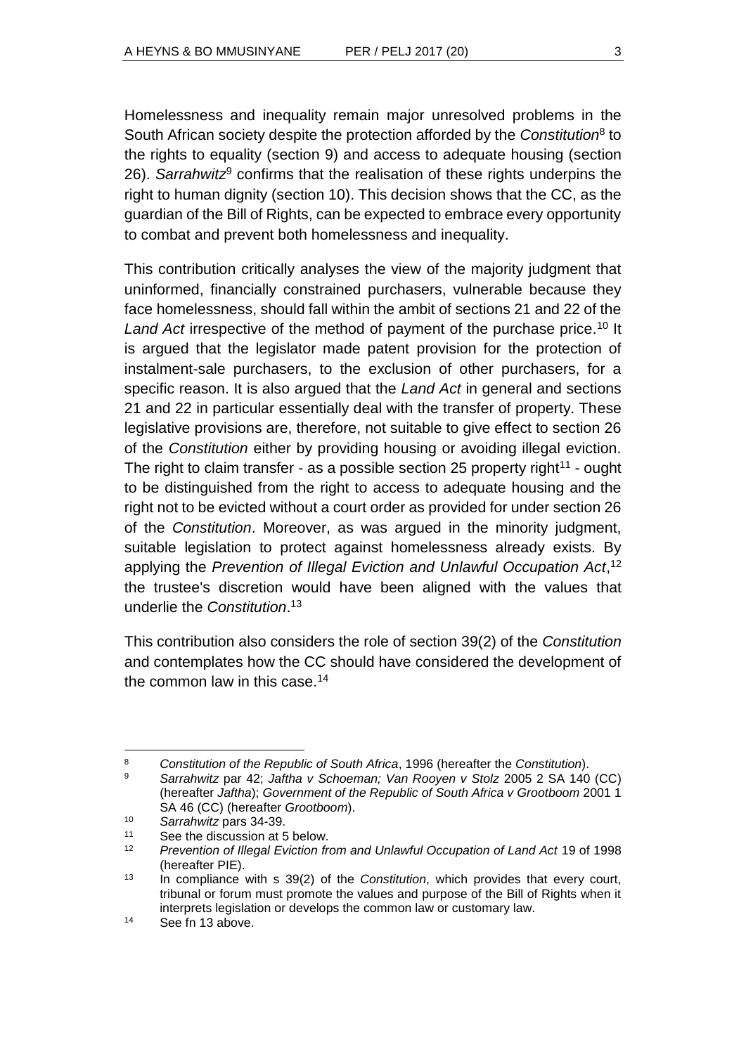Homelessness and inequality remain major unresolved problems in the South African society despite the protection afforded by the *Constitution*[8] to the rights to equality (section 9) and access to adequate housing (section 26). *Sarrahwitz*[9] confirms that the realisation of these rights underpins the right to human dignity (section 10). This decision shows that the CC, as the guardian of the Bill of Rights, can be expected to embrace every opportunity to combat and prevent both homelessness and inequality.

This contribution critically analyses the view of the majority judgment that uninformed, financially constrained purchasers, vulnerable because they face homelessness, should fall within the ambit of sections 21 and 22 of the *Land Act* irrespective of the method of payment of the purchase price.[10] It is argued that the legislator made patent provision for the protection of instalment-sale purchasers, to the exclusion of other purchasers, for a specific reason. It is also argued that the *Land Act* in general and sections 21 and 22 in particular essentially deal with the transfer of property. These legislative provisions are, therefore, not suitable to give effect to section 26 of the *Constitution* either by providing housing or avoiding illegal eviction. The right to claim transfer - as a possible section 25 property right[11] - ought to be distinguished from the right to access to adequate housing and the right not to be evicted without a court order as provided for under section 26 of the *Constitution*. Moreover, as was argued in the minority judgment, suitable legislation to protect against homelessness already exists. By applying the *Prevention of Illegal Eviction and Unlawful Occupation Act*,[12] the trustee's discretion would have been aligned with the values that underlie the *Constitution*.[13]

This contribution also considers the role of section 39(2) of the *Constitution* and contemplates how the CC should have considered the development of the common law in this case.[14]

---

8 *Constitution of the Republic of South Africa*, 1996 (hereafter the *Constitution*).

9 *Sarrahwitz* par 42; *Jaftha v Schoeman; Van Rooyen v Stolz* 2005 2 SA 140 (CC) (hereafter *Jaftha*); *Government of the Republic of South Africa v Grootboom* 2001 1 SA 46 (CC) (hereafter *Grootboom*).

10 *Sarrahwitz* pars 34-39.

11 See the discussion at 5 below.

12 *Prevention of Illegal Eviction from and Unlawful Occupation of Land Act* 19 of 1998 (hereafter PIE).

13 In compliance with s 39(2) of the *Constitution*, which provides that every court, tribunal or forum must promote the values and purpose of the Bill of Rights when it interprets legislation or develops the common law or customary law.

14 See fn 13 above.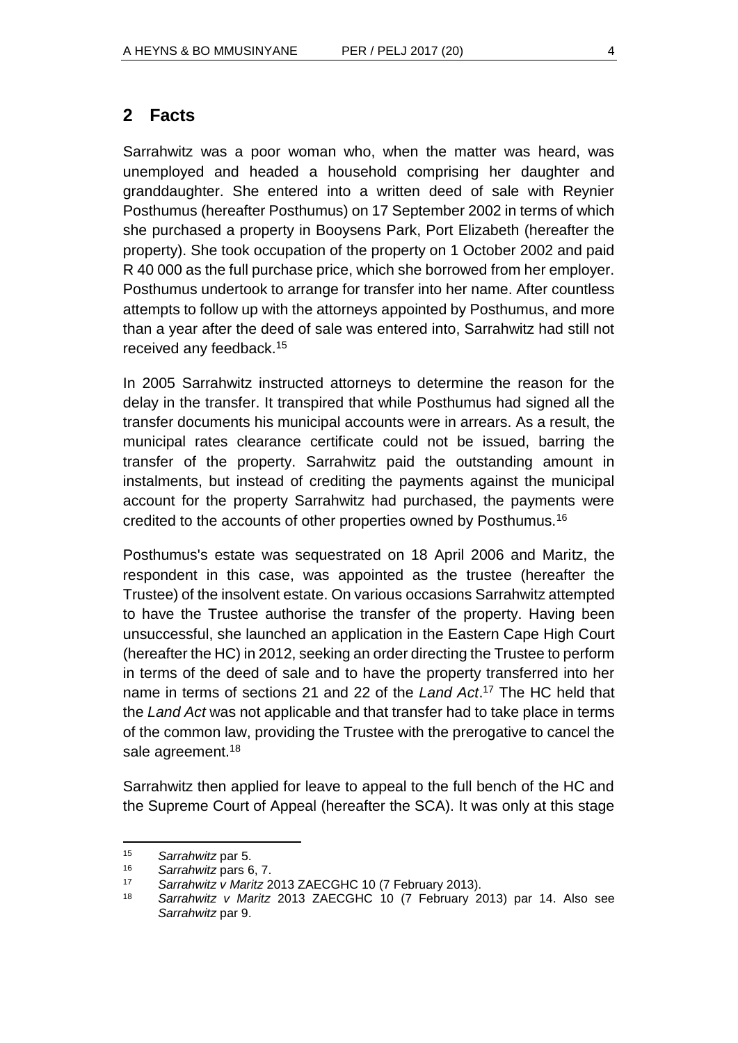## 2 Facts

Sarrahwitz was a poor woman who, when the matter was heard, was unemployed and headed a household comprising her daughter and granddaughter. She entered into a written deed of sale with Reynier Posthumus (hereafter Posthumus) on 17 September 2002 in terms of which she purchased a property in Booysens Park, Port Elizabeth (hereafter the property). She took occupation of the property on 1 October 2002 and paid R 40 000 as the full purchase price, which she borrowed from her employer. Posthumus undertook to arrange for transfer into her name. After countless attempts to follow up with the attorneys appointed by Posthumus, and more than a year after the deed of sale was entered into, Sarrahwitz had still not received any feedback.[15]

In 2005 Sarrahwitz instructed attorneys to determine the reason for the delay in the transfer. It transpired that while Posthumus had signed all the transfer documents his municipal accounts were in arrears. As a result, the municipal rates clearance certificate could not be issued, barring the transfer of the property. Sarrahwitz paid the outstanding amount in instalments, but instead of crediting the payments against the municipal account for the property Sarrahwitz had purchased, the payments were credited to the accounts of other properties owned by Posthumus.[16]

Posthumus's estate was sequestrated on 18 April 2006 and Maritz, the respondent in this case, was appointed as the trustee (hereafter the Trustee) of the insolvent estate. On various occasions Sarrahwitz attempted to have the Trustee authorise the transfer of the property. Having been unsuccessful, she launched an application in the Eastern Cape High Court (hereafter the HC) in 2012, seeking an order directing the Trustee to perform in terms of the deed of sale and to have the property transferred into her name in terms of sections 21 and 22 of the *Land Act*.[17] The HC held that the *Land Act* was not applicable and that transfer had to take place in terms of the common law, providing the Trustee with the prerogative to cancel the sale agreement.[18]

Sarrahwitz then applied for leave to appeal to the full bench of the HC and the Supreme Court of Appeal (hereafter the SCA). It was only at this stage

---

[15] *Sarrahwitz* par 5.

[16] *Sarrahwitz* pars 6, 7.

[17] *Sarrahwitz v Maritz* 2013 ZAECGHC 10 (7 February 2013).

[18] *Sarrahwitz v Maritz* 2013 ZAECGHC 10 (7 February 2013) par 14. Also see *Sarrahwitz* par 9.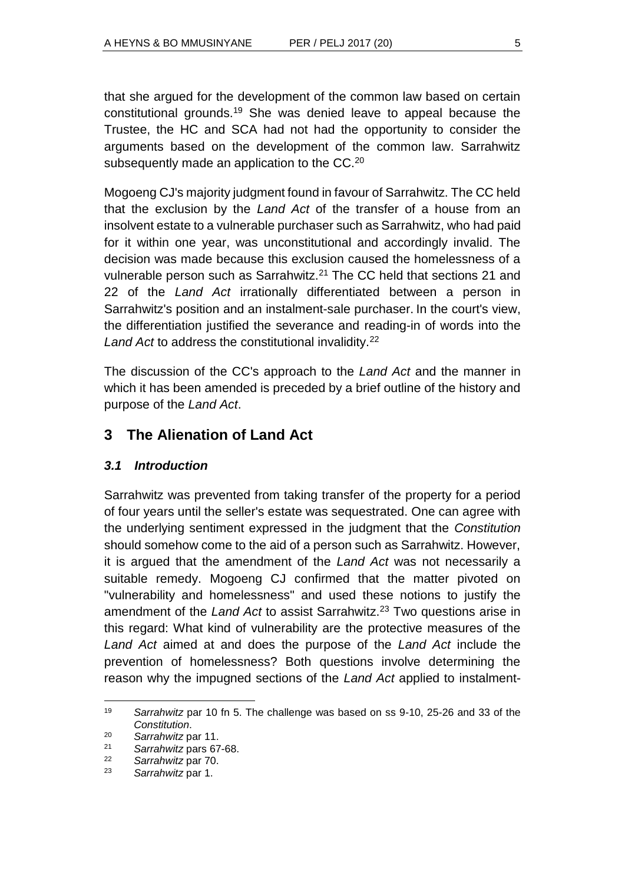that she argued for the development of the common law based on certain constitutional grounds.[19] She was denied leave to appeal because the Trustee, the HC and SCA had not had the opportunity to consider the arguments based on the development of the common law. Sarrahwitz subsequently made an application to the CC.[20]

Mogoeng CJ's majority judgment found in favour of Sarrahwitz. The CC held that the exclusion by the *Land Act* of the transfer of a house from an insolvent estate to a vulnerable purchaser such as Sarrahwitz, who had paid for it within one year, was unconstitutional and accordingly invalid. The decision was made because this exclusion caused the homelessness of a vulnerable person such as Sarrahwitz.[21] The CC held that sections 21 and 22 of the *Land Act* irrationally differentiated between a person in Sarrahwitz's position and an instalment-sale purchaser. In the court's view, the differentiation justified the severance and reading-in of words into the *Land Act* to address the constitutional invalidity.[22]

The discussion of the CC's approach to the *Land Act* and the manner in which it has been amended is preceded by a brief outline of the history and purpose of the *Land Act*.

## 3 The Alienation of Land Act

### *3.1 Introduction*

Sarrahwitz was prevented from taking transfer of the property for a period of four years until the seller's estate was sequestrated. One can agree with the underlying sentiment expressed in the judgment that the *Constitution* should somehow come to the aid of a person such as Sarrahwitz. However, it is argued that the amendment of the *Land Act* was not necessarily a suitable remedy. Mogoeng CJ confirmed that the matter pivoted on "vulnerability and homelessness" and used these notions to justify the amendment of the *Land Act* to assist Sarrahwitz.[23] Two questions arise in this regard: What kind of vulnerability are the protective measures of the *Land Act* aimed at and does the purpose of the *Land Act* include the prevention of homelessness? Both questions involve determining the reason why the impugned sections of the *Land Act* applied to instalment-

---

19 *Sarrahwitz* par 10 fn 5. The challenge was based on ss 9-10, 25-26 and 33 of the *Constitution*.

20 *Sarrahwitz* par 11.

21 *Sarrahwitz* pars 67-68.

22 *Sarrahwitz* par 70.

23 *Sarrahwitz* par 1.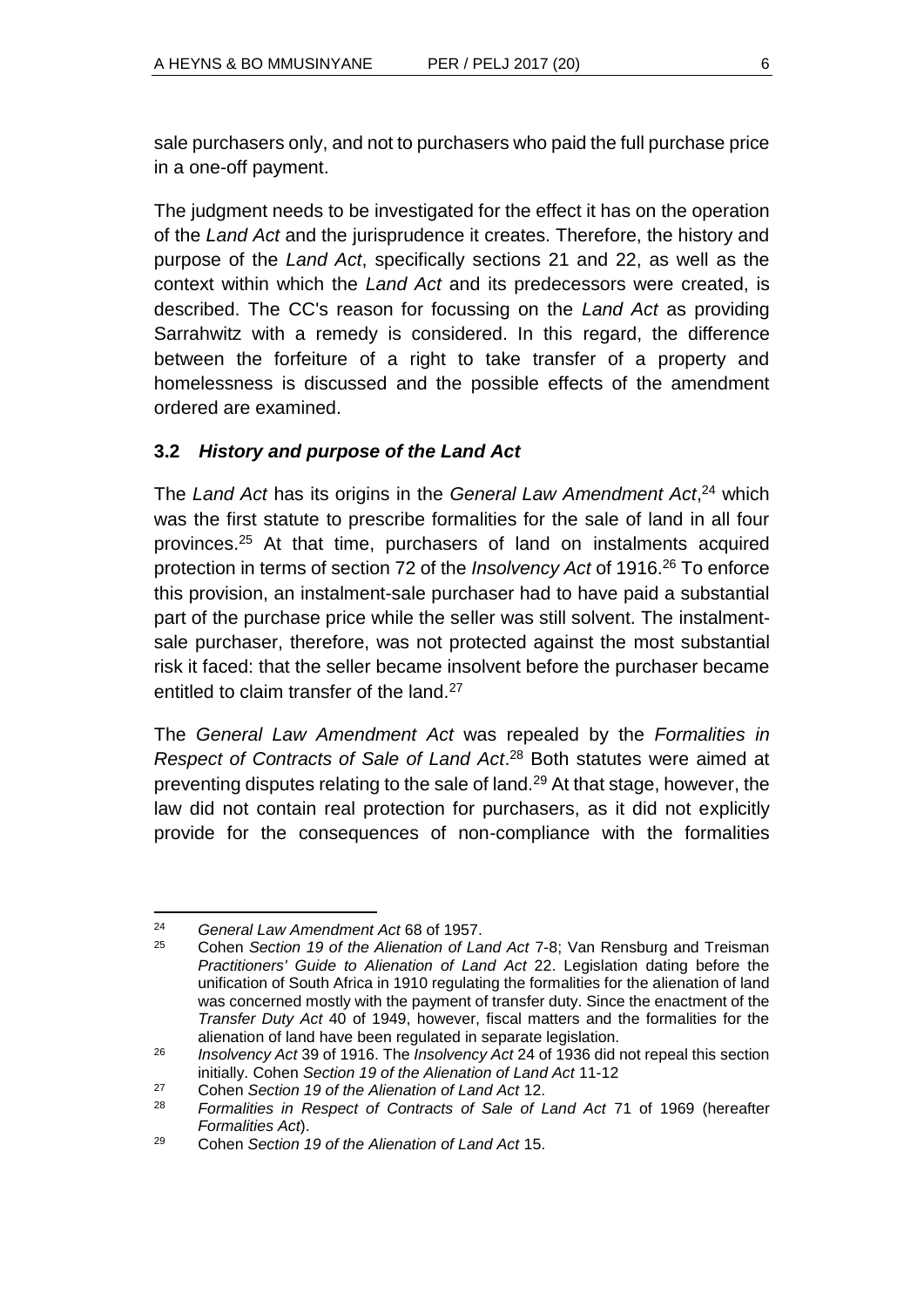sale purchasers only, and not to purchasers who paid the full purchase price in a one-off payment.

The judgment needs to be investigated for the effect it has on the operation of the *Land Act* and the jurisprudence it creates. Therefore, the history and purpose of the *Land Act*, specifically sections 21 and 22, as well as the context within which the *Land Act* and its predecessors were created, is described. The CC's reason for focussing on the *Land Act* as providing Sarrahwitz with a remedy is considered. In this regard, the difference between the forfeiture of a right to take transfer of a property and homelessness is discussed and the possible effects of the amendment ordered are examined.

### 3.2 *History and purpose of the Land Act*

The *Land Act* has its origins in the *General Law Amendment Act*,[24] which was the first statute to prescribe formalities for the sale of land in all four provinces.[25] At that time, purchasers of land on instalments acquired protection in terms of section 72 of the *Insolvency Act* of 1916.[26] To enforce this provision, an instalment-sale purchaser had to have paid a substantial part of the purchase price while the seller was still solvent. The instalment-sale purchaser, therefore, was not protected against the most substantial risk it faced: that the seller became insolvent before the purchaser became entitled to claim transfer of the land.[27]

The *General Law Amendment Act* was repealed by the *Formalities in Respect of Contracts of Sale of Land Act*.[28] Both statutes were aimed at preventing disputes relating to the sale of land.[29] At that stage, however, the law did not contain real protection for purchasers, as it did not explicitly provide for the consequences of non-compliance with the formalities

---

[24] *General Law Amendment Act* 68 of 1957.

[25] Cohen *Section 19 of the Alienation of Land Act* 7-8; Van Rensburg and Treisman *Practitioners' Guide to Alienation of Land Act* 22. Legislation dating before the unification of South Africa in 1910 regulating the formalities for the alienation of land was concerned mostly with the payment of transfer duty. Since the enactment of the *Transfer Duty Act* 40 of 1949, however, fiscal matters and the formalities for the alienation of land have been regulated in separate legislation.

[26] *Insolvency Act* 39 of 1916. The *Insolvency Act* 24 of 1936 did not repeal this section initially. Cohen *Section 19 of the Alienation of Land Act* 11-12

[27] Cohen *Section 19 of the Alienation of Land Act* 12.

[28] *Formalities in Respect of Contracts of Sale of Land Act* 71 of 1969 (hereafter *Formalities Act*).

[29] Cohen *Section 19 of the Alienation of Land Act* 15.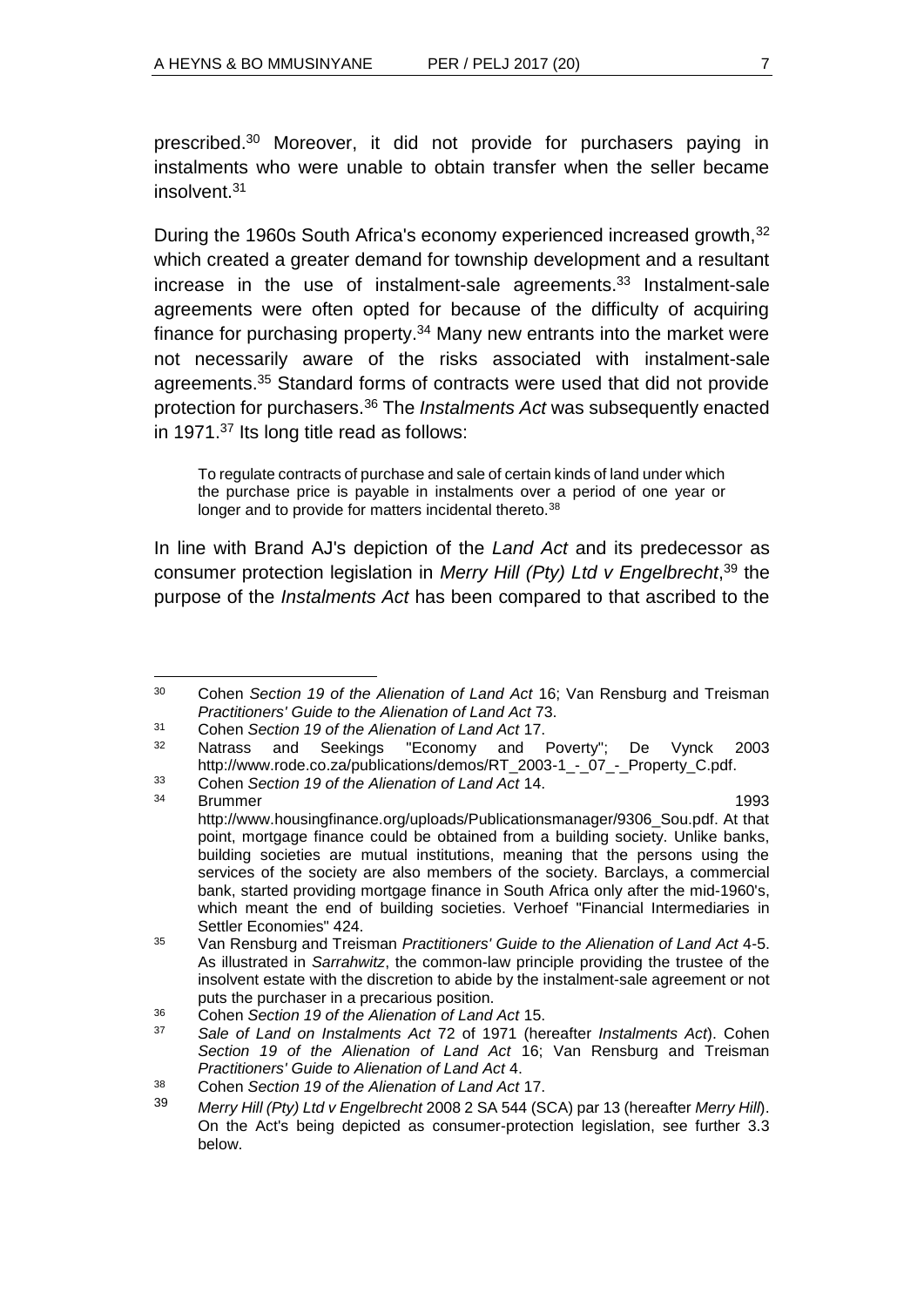prescribed.[30] Moreover, it did not provide for purchasers paying in instalments who were unable to obtain transfer when the seller became insolvent.[31]

During the 1960s South Africa's economy experienced increased growth,[32] which created a greater demand for township development and a resultant increase in the use of instalment-sale agreements.[33] Instalment-sale agreements were often opted for because of the difficulty of acquiring finance for purchasing property.[34] Many new entrants into the market were not necessarily aware of the risks associated with instalment-sale agreements.[35] Standard forms of contracts were used that did not provide protection for purchasers.[36] The *Instalments Act* was subsequently enacted in 1971.[37] Its long title read as follows:

> To regulate contracts of purchase and sale of certain kinds of land under which the purchase price is payable in instalments over a period of one year or longer and to provide for matters incidental thereto.[38]

In line with Brand AJ's depiction of the *Land Act* and its predecessor as consumer protection legislation in *Merry Hill (Pty) Ltd v Engelbrecht*,[39] the purpose of the *Instalments Act* has been compared to that ascribed to the

---

[30] Cohen *Section 19 of the Alienation of Land Act* 16; Van Rensburg and Treisman *Practitioners' Guide to the Alienation of Land Act* 73.

[31] Cohen *Section 19 of the Alienation of Land Act* 17.

[32] Natrass and Seekings "Economy and Poverty"; De Vynck 2003 http://www.rode.co.za/publications/demos/RT_2003-1_-_07_-_Property_C.pdf.

[33] Cohen *Section 19 of the Alienation of Land Act* 14.

[34] Brummer 1993 http://www.housingfinance.org/uploads/Publicationsmanager/9306_Sou.pdf. At that point, mortgage finance could be obtained from a building society. Unlike banks, building societies are mutual institutions, meaning that the persons using the services of the society are also members of the society. Barclays, a commercial bank, started providing mortgage finance in South Africa only after the mid-1960's, which meant the end of building societies. Verhoef "Financial Intermediaries in Settler Economies" 424.

[35] Van Rensburg and Treisman *Practitioners' Guide to the Alienation of Land Act* 4-5. As illustrated in *Sarrahwitz*, the common-law principle providing the trustee of the insolvent estate with the discretion to abide by the instalment-sale agreement or not puts the purchaser in a precarious position.

[36] Cohen *Section 19 of the Alienation of Land Act* 15.

[37] *Sale of Land on Instalments Act* 72 of 1971 (hereafter *Instalments Act*). Cohen *Section 19 of the Alienation of Land Act* 16; Van Rensburg and Treisman *Practitioners' Guide to Alienation of Land Act* 4.

[38] Cohen *Section 19 of the Alienation of Land Act* 17.

[39] *Merry Hill (Pty) Ltd v Engelbrecht* 2008 2 SA 544 (SCA) par 13 (hereafter *Merry Hill*). On the Act's being depicted as consumer-protection legislation, see further 3.3 below.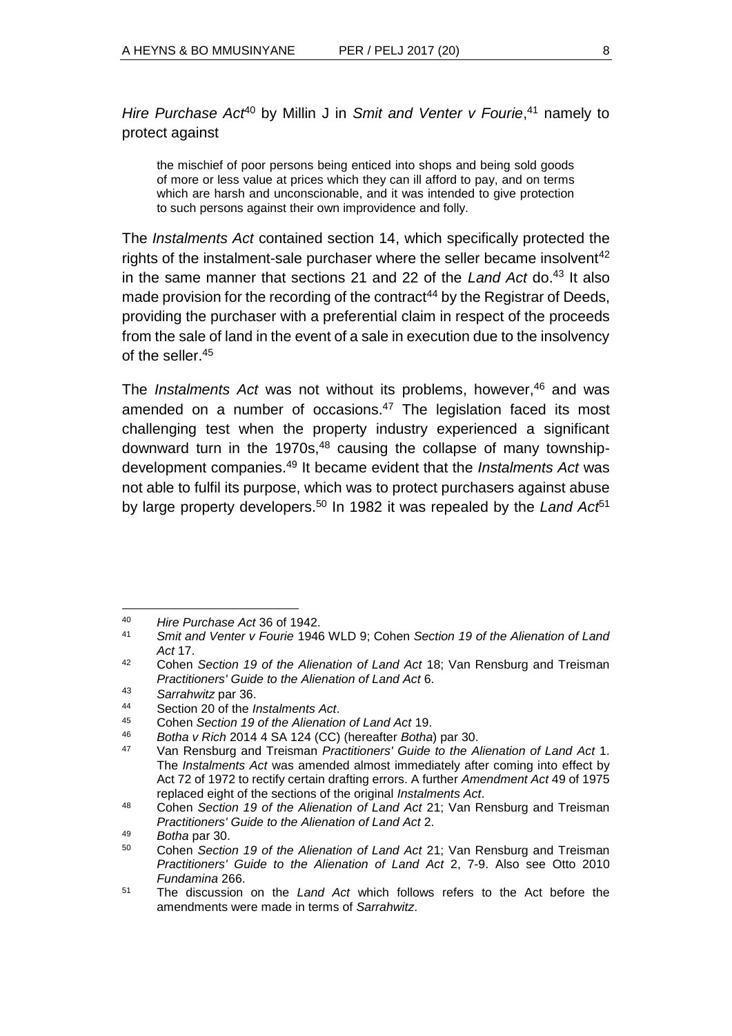*Hire Purchase Act*[40] by Millin J in *Smit and Venter v Fourie*,[41] namely to protect against

> the mischief of poor persons being enticed into shops and being sold goods of more or less value at prices which they can ill afford to pay, and on terms which are harsh and unconscionable, and it was intended to give protection to such persons against their own improvidence and folly.

The *Instalments Act* contained section 14, which specifically protected the rights of the instalment-sale purchaser where the seller became insolvent[42] in the same manner that sections 21 and 22 of the *Land Act* do.[43] It also made provision for the recording of the contract[44] by the Registrar of Deeds, providing the purchaser with a preferential claim in respect of the proceeds from the sale of land in the event of a sale in execution due to the insolvency of the seller.[45]

The *Instalments Act* was not without its problems, however,[46] and was amended on a number of occasions.[47] The legislation faced its most challenging test when the property industry experienced a significant downward turn in the 1970s,[48] causing the collapse of many township-development companies.[49] It became evident that the *Instalments Act* was not able to fulfil its purpose, which was to protect purchasers against abuse by large property developers.[50] In 1982 it was repealed by the *Land Act*[51]

---

[40] *Hire Purchase Act* 36 of 1942.

[41] *Smit and Venter v Fourie* 1946 WLD 9; Cohen *Section 19 of the Alienation of Land Act* 17.

[42] Cohen *Section 19 of the Alienation of Land Act* 18; Van Rensburg and Treisman *Practitioners' Guide to the Alienation of Land Act* 6.

[43] *Sarrahwitz* par 36.

[44] Section 20 of the *Instalments Act*.

[45] Cohen *Section 19 of the Alienation of Land Act* 19.

[46] *Botha v Rich* 2014 4 SA 124 (CC) (hereafter *Botha*) par 30.

[47] Van Rensburg and Treisman *Practitioners' Guide to the Alienation of Land Act* 1. The *Instalments Act* was amended almost immediately after coming into effect by Act 72 of 1972 to rectify certain drafting errors. A further *Amendment Act* 49 of 1975 replaced eight of the sections of the original *Instalments Act*.

[48] Cohen *Section 19 of the Alienation of Land Act* 21; Van Rensburg and Treisman *Practitioners' Guide to the Alienation of Land Act* 2.

[49] *Botha* par 30.

[50] Cohen *Section 19 of the Alienation of Land Act* 21; Van Rensburg and Treisman *Practitioners' Guide to the Alienation of Land Act* 2, 7-9. Also see Otto 2010 *Fundamina* 266.

[51] The discussion on the *Land Act* which follows refers to the Act before the amendments were made in terms of *Sarrahwitz*.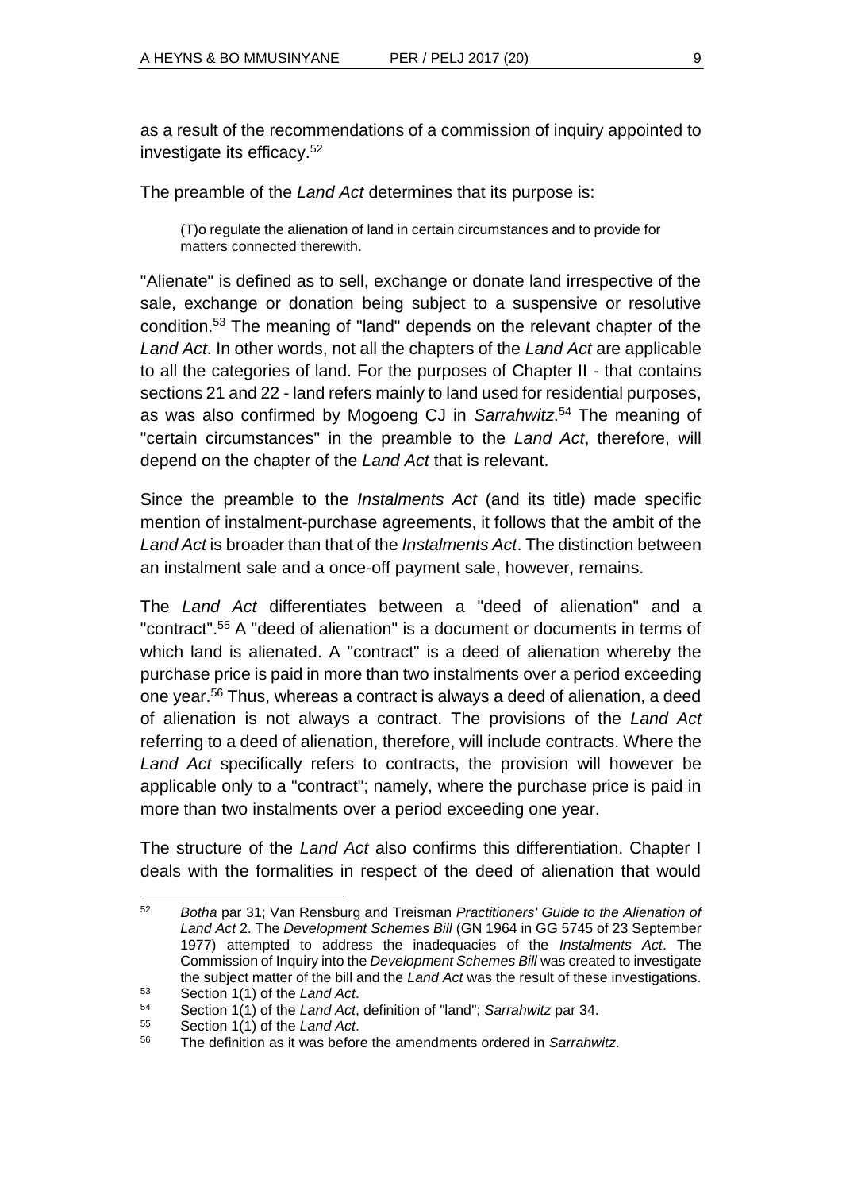as a result of the recommendations of a commission of inquiry appointed to investigate its efficacy.[52]

The preamble of the *Land Act* determines that its purpose is:

> (T)o regulate the alienation of land in certain circumstances and to provide for matters connected therewith.

"Alienate" is defined as to sell, exchange or donate land irrespective of the sale, exchange or donation being subject to a suspensive or resolutive condition.[53] The meaning of "land" depends on the relevant chapter of the *Land Act*. In other words, not all the chapters of the *Land Act* are applicable to all the categories of land. For the purposes of Chapter II - that contains sections 21 and 22 - land refers mainly to land used for residential purposes, as was also confirmed by Mogoeng CJ in *Sarrahwitz*.[54] The meaning of "certain circumstances" in the preamble to the *Land Act*, therefore, will depend on the chapter of the *Land Act* that is relevant.

Since the preamble to the *Instalments Act* (and its title) made specific mention of instalment-purchase agreements, it follows that the ambit of the *Land Act* is broader than that of the *Instalments Act*. The distinction between an instalment sale and a once-off payment sale, however, remains.

The *Land Act* differentiates between a "deed of alienation" and a "contract".[55] A "deed of alienation" is a document or documents in terms of which land is alienated. A "contract" is a deed of alienation whereby the purchase price is paid in more than two instalments over a period exceeding one year.[56] Thus, whereas a contract is always a deed of alienation, a deed of alienation is not always a contract. The provisions of the *Land Act* referring to a deed of alienation, therefore, will include contracts. Where the *Land Act* specifically refers to contracts, the provision will however be applicable only to a "contract"; namely, where the purchase price is paid in more than two instalments over a period exceeding one year.

The structure of the *Land Act* also confirms this differentiation. Chapter I deals with the formalities in respect of the deed of alienation that would

---

52 *Botha* par 31; Van Rensburg and Treisman *Practitioners' Guide to the Alienation of Land Act* 2. The *Development Schemes Bill* (GN 1964 in GG 5745 of 23 September 1977) attempted to address the inadequacies of the *Instalments Act*. The Commission of Inquiry into the *Development Schemes Bill* was created to investigate the subject matter of the bill and the *Land Act* was the result of these investigations.

53 Section 1(1) of the *Land Act*.

54 Section 1(1) of the *Land Act*, definition of "land"; *Sarrahwitz* par 34.

55 Section 1(1) of the *Land Act*.

56 The definition as it was before the amendments ordered in *Sarrahwitz*.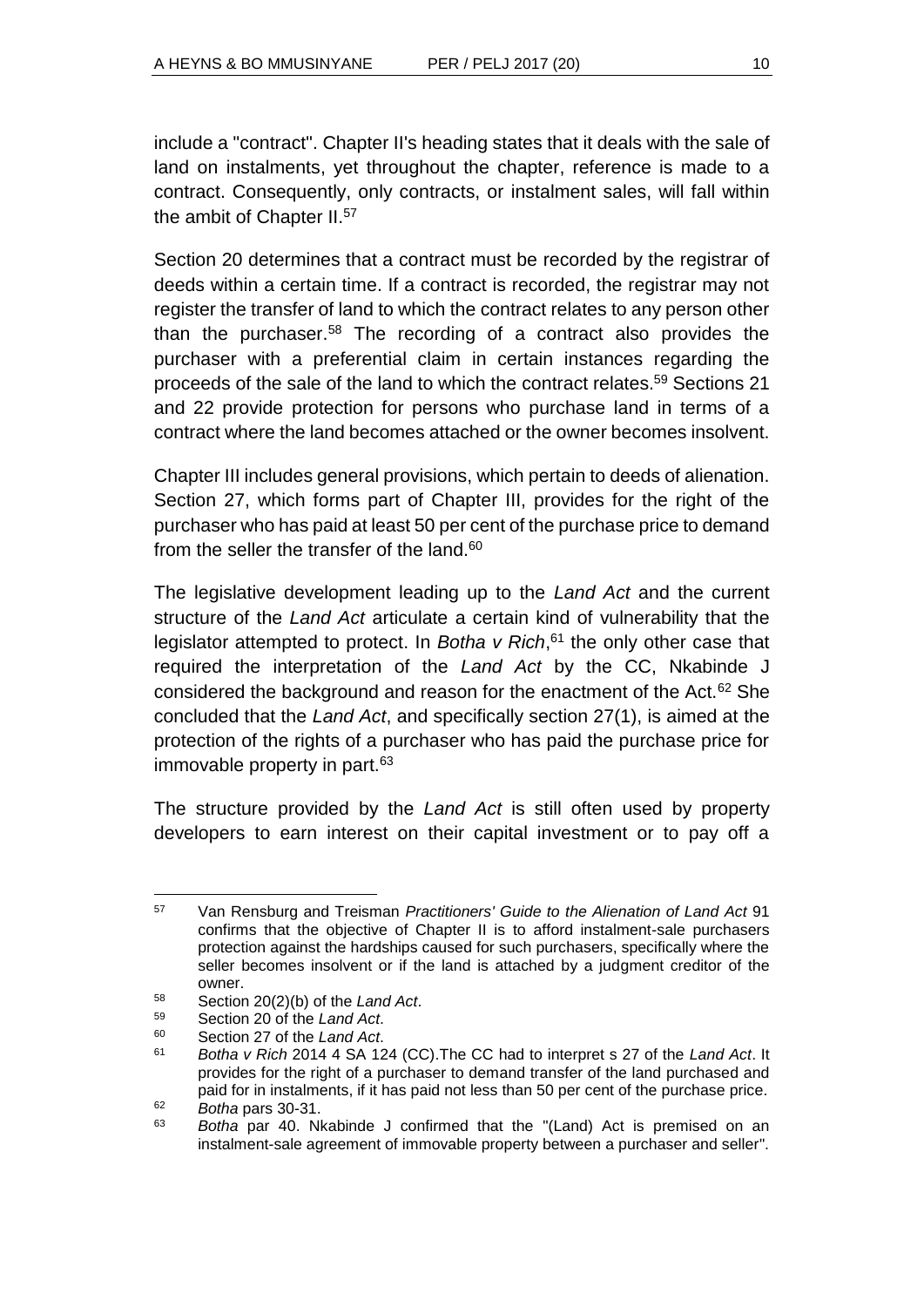include a "contract". Chapter II's heading states that it deals with the sale of land on instalments, yet throughout the chapter, reference is made to a contract. Consequently, only contracts, or instalment sales, will fall within the ambit of Chapter II.[57]

Section 20 determines that a contract must be recorded by the registrar of deeds within a certain time. If a contract is recorded, the registrar may not register the transfer of land to which the contract relates to any person other than the purchaser.[58] The recording of a contract also provides the purchaser with a preferential claim in certain instances regarding the proceeds of the sale of the land to which the contract relates.[59] Sections 21 and 22 provide protection for persons who purchase land in terms of a contract where the land becomes attached or the owner becomes insolvent.

Chapter III includes general provisions, which pertain to deeds of alienation. Section 27, which forms part of Chapter III, provides for the right of the purchaser who has paid at least 50 per cent of the purchase price to demand from the seller the transfer of the land.[60]

The legislative development leading up to the *Land Act* and the current structure of the *Land Act* articulate a certain kind of vulnerability that the legislator attempted to protect. In *Botha v Rich*,[61] the only other case that required the interpretation of the *Land Act* by the CC, Nkabinde J considered the background and reason for the enactment of the Act.[62] She concluded that the *Land Act*, and specifically section 27(1), is aimed at the protection of the rights of a purchaser who has paid the purchase price for immovable property in part.[63]

The structure provided by the *Land Act* is still often used by property developers to earn interest on their capital investment or to pay off a

---

[57] Van Rensburg and Treisman *Practitioners' Guide to the Alienation of Land Act* 91 confirms that the objective of Chapter II is to afford instalment-sale purchasers protection against the hardships caused for such purchasers, specifically where the seller becomes insolvent or if the land is attached by a judgment creditor of the owner.

[58] Section 20(2)(b) of the *Land Act*.

[59] Section 20 of the *Land Act*.

[60] Section 27 of the *Land Act*.

[61] *Botha v Rich* 2014 4 SA 124 (CC).The CC had to interpret s 27 of the *Land Act*. It provides for the right of a purchaser to demand transfer of the land purchased and paid for in instalments, if it has paid not less than 50 per cent of the purchase price.

[62] *Botha* pars 30-31.

[63] *Botha* par 40. Nkabinde J confirmed that the "(Land) Act is premised on an instalment-sale agreement of immovable property between a purchaser and seller".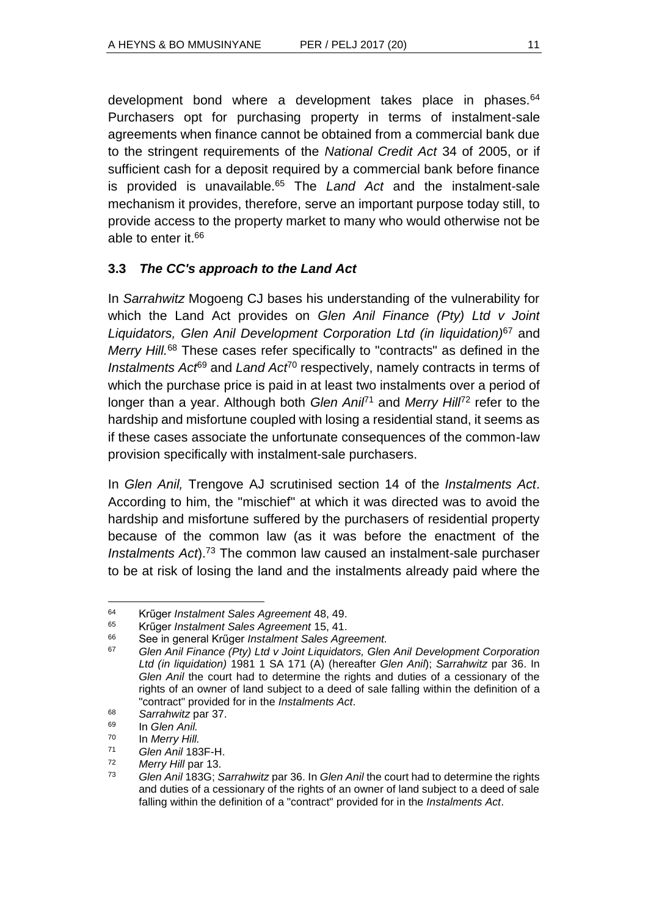development bond where a development takes place in phases.[64] Purchasers opt for purchasing property in terms of instalment-sale agreements when finance cannot be obtained from a commercial bank due to the stringent requirements of the *National Credit Act* 34 of 2005, or if sufficient cash for a deposit required by a commercial bank before finance is provided is unavailable.[65] The *Land Act* and the instalment-sale mechanism it provides, therefore, serve an important purpose today still, to provide access to the property market to many who would otherwise not be able to enter it.[66]

### 3.3 *The CC's approach to the Land Act*

In *Sarrahwitz* Mogoeng CJ bases his understanding of the vulnerability for which the Land Act provides on *Glen Anil Finance (Pty) Ltd v Joint Liquidators, Glen Anil Development Corporation Ltd (in liquidation)*[67] and *Merry Hill.*[68] These cases refer specifically to "contracts" as defined in the *Instalments Act*[69] and *Land Act*[70] respectively, namely contracts in terms of which the purchase price is paid in at least two instalments over a period of longer than a year. Although both *Glen Anil*[71] and *Merry Hill*[72] refer to the hardship and misfortune coupled with losing a residential stand, it seems as if these cases associate the unfortunate consequences of the common-law provision specifically with instalment-sale purchasers.

In *Glen Anil,* Trengove AJ scrutinised section 14 of the *Instalments Act*. According to him, the "mischief" at which it was directed was to avoid the hardship and misfortune suffered by the purchasers of residential property because of the common law (as it was before the enactment of the *Instalments Act*).[73] The common law caused an instalment-sale purchaser to be at risk of losing the land and the instalments already paid where the

---

[64] Krűger *Instalment Sales Agreement* 48, 49.

[65] Krűger *Instalment Sales Agreement* 15, 41.

[66] See in general Krűger *Instalment Sales Agreement.*

[67] *Glen Anil Finance (Pty) Ltd v Joint Liquidators, Glen Anil Development Corporation Ltd (in liquidation)* 1981 1 SA 171 (A) (hereafter *Glen Anil*); *Sarrahwitz* par 36. In *Glen Anil* the court had to determine the rights and duties of a cessionary of the rights of an owner of land subject to a deed of sale falling within the definition of a "contract" provided for in the *Instalments Act*.

[68] *Sarrahwitz* par 37.

[69] In *Glen Anil.*

[70] In *Merry Hill.*

[71] *Glen Anil* 183F-H.

[72] *Merry Hill* par 13.

[73] *Glen Anil* 183G; *Sarrahwitz* par 36. In *Glen Anil* the court had to determine the rights and duties of a cessionary of the rights of an owner of land subject to a deed of sale falling within the definition of a "contract" provided for in the *Instalments Act*.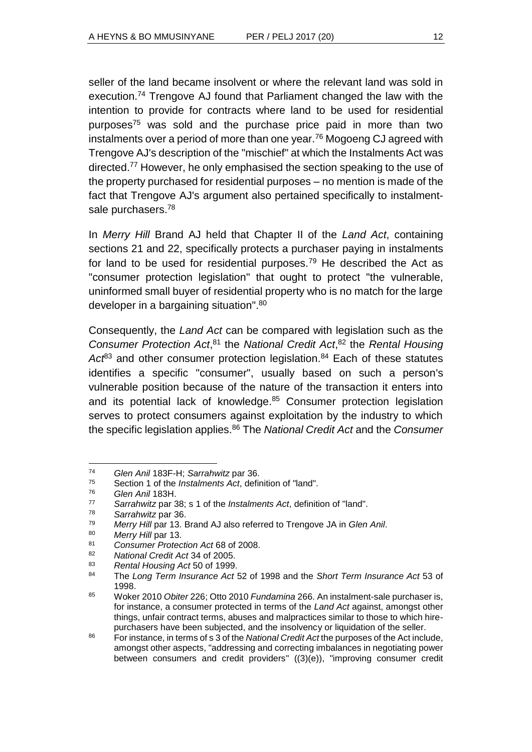seller of the land became insolvent or where the relevant land was sold in execution.[74] Trengove AJ found that Parliament changed the law with the intention to provide for contracts where land to be used for residential purposes[75] was sold and the purchase price paid in more than two instalments over a period of more than one year.[76] Mogoeng CJ agreed with Trengove AJ's description of the "mischief" at which the Instalments Act was directed.[77] However, he only emphasised the section speaking to the use of the property purchased for residential purposes – no mention is made of the fact that Trengove AJ's argument also pertained specifically to instalment-sale purchasers.[78]

In *Merry Hill* Brand AJ held that Chapter II of the *Land Act*, containing sections 21 and 22, specifically protects a purchaser paying in instalments for land to be used for residential purposes.[79] He described the Act as "consumer protection legislation" that ought to protect "the vulnerable, uninformed small buyer of residential property who is no match for the large developer in a bargaining situation".[80]

Consequently, the *Land Act* can be compared with legislation such as the *Consumer Protection Act*,[81] the *National Credit Act*,[82] the *Rental Housing Act*[83] and other consumer protection legislation.[84] Each of these statutes identifies a specific "consumer", usually based on such a person's vulnerable position because of the nature of the transaction it enters into and its potential lack of knowledge.[85] Consumer protection legislation serves to protect consumers against exploitation by the industry to which the specific legislation applies.[86] The *National Credit Act* and the *Consumer*

---

[74] *Glen Anil* 183F-H; *Sarrahwitz* par 36.

[75] Section 1 of the *Instalments Act*, definition of "land".

[76] *Glen Anil* 183H.

[77] *Sarrahwitz* par 38; s 1 of the *Instalments Act*, definition of "land".

[78] *Sarrahwitz* par 36.

[79] *Merry Hill* par 13. Brand AJ also referred to Trengove JA in *Glen Anil*.

[80] *Merry Hill* par 13.

[81] *Consumer Protection Act* 68 of 2008.

[82] *National Credit Act* 34 of 2005.

[83] *Rental Housing Act* 50 of 1999.

[84] The *Long Term Insurance Act* 52 of 1998 and the *Short Term Insurance Act* 53 of 1998.

[85] Woker 2010 *Obiter* 226; Otto 2010 *Fundamina* 266. An instalment-sale purchaser is, for instance, a consumer protected in terms of the *Land Act* against, amongst other things, unfair contract terms, abuses and malpractices similar to those to which hire-purchasers have been subjected, and the insolvency or liquidation of the seller.

[86] For instance, in terms of s 3 of the *National Credit Act* the purposes of the Act include, amongst other aspects, "addressing and correcting imbalances in negotiating power between consumers and credit providers" ((3)(e)), "improving consumer credit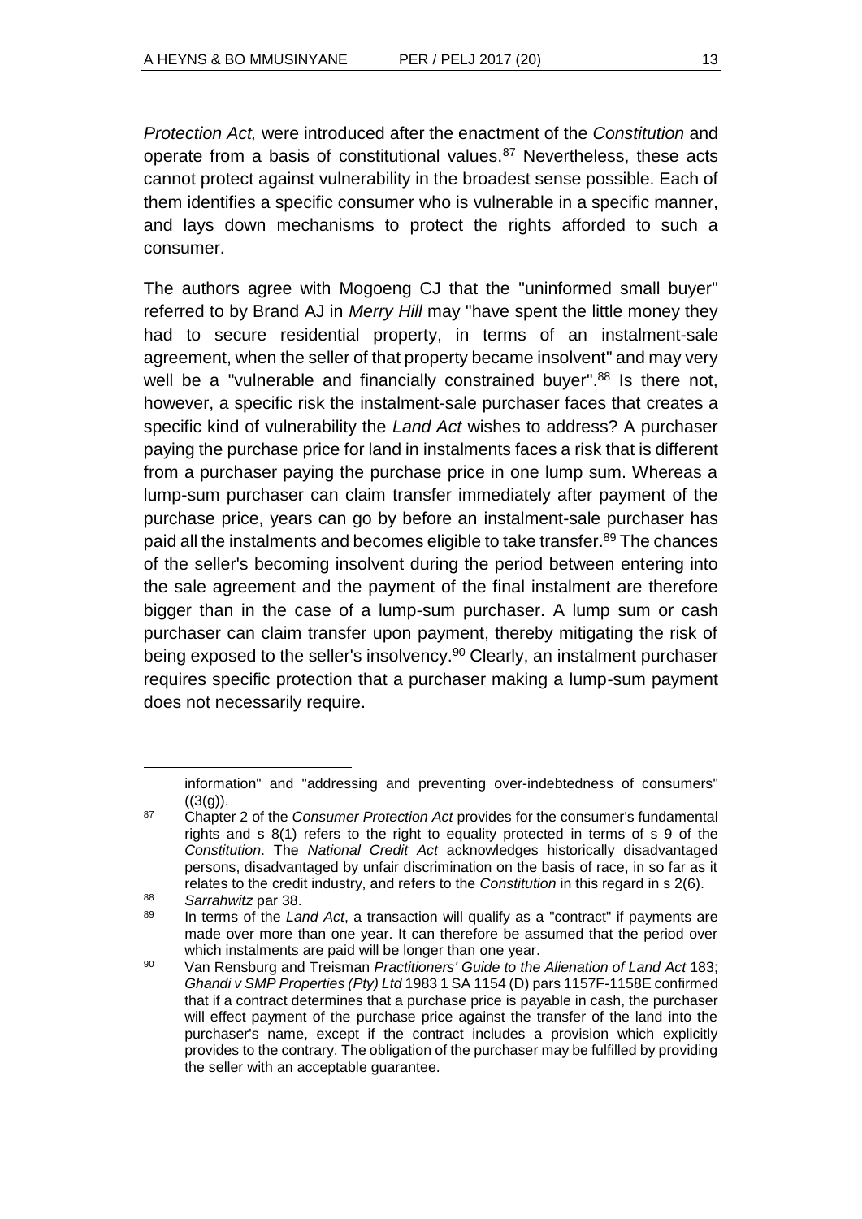*Protection Act,* were introduced after the enactment of the *Constitution* and operate from a basis of constitutional values.[87] Nevertheless, these acts cannot protect against vulnerability in the broadest sense possible. Each of them identifies a specific consumer who is vulnerable in a specific manner, and lays down mechanisms to protect the rights afforded to such a consumer.

The authors agree with Mogoeng CJ that the "uninformed small buyer" referred to by Brand AJ in *Merry Hill* may "have spent the little money they had to secure residential property, in terms of an instalment-sale agreement, when the seller of that property became insolvent" and may very well be a "vulnerable and financially constrained buyer".[88] Is there not, however, a specific risk the instalment-sale purchaser faces that creates a specific kind of vulnerability the *Land Act* wishes to address? A purchaser paying the purchase price for land in instalments faces a risk that is different from a purchaser paying the purchase price in one lump sum. Whereas a lump-sum purchaser can claim transfer immediately after payment of the purchase price, years can go by before an instalment-sale purchaser has paid all the instalments and becomes eligible to take transfer.[89] The chances of the seller's becoming insolvent during the period between entering into the sale agreement and the payment of the final instalment are therefore bigger than in the case of a lump-sum purchaser. A lump sum or cash purchaser can claim transfer upon payment, thereby mitigating the risk of being exposed to the seller's insolvency.[90] Clearly, an instalment purchaser requires specific protection that a purchaser making a lump-sum payment does not necessarily require.

---

information" and "addressing and preventing over-indebtedness of consumers" ((3(g)).

[87] Chapter 2 of the *Consumer Protection Act* provides for the consumer's fundamental rights and s 8(1) refers to the right to equality protected in terms of s 9 of the *Constitution*. The *National Credit Act* acknowledges historically disadvantaged persons, disadvantaged by unfair discrimination on the basis of race, in so far as it relates to the credit industry, and refers to the *Constitution* in this regard in s 2(6).

[88] *Sarrahwitz* par 38.

[89] In terms of the *Land Act*, a transaction will qualify as a "contract" if payments are made over more than one year. It can therefore be assumed that the period over which instalments are paid will be longer than one year.

[90] Van Rensburg and Treisman *Practitioners' Guide to the Alienation of Land Act* 183; *Ghandi v SMP Properties (Pty) Ltd* 1983 1 SA 1154 (D) pars 1157F-1158E confirmed that if a contract determines that a purchase price is payable in cash, the purchaser will effect payment of the purchase price against the transfer of the land into the purchaser's name, except if the contract includes a provision which explicitly provides to the contrary. The obligation of the purchaser may be fulfilled by providing the seller with an acceptable guarantee.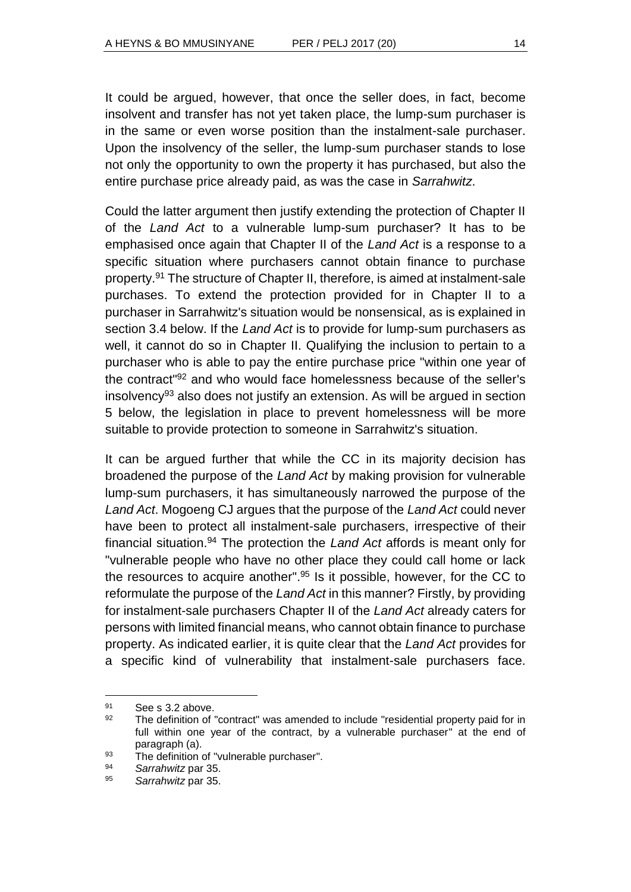It could be argued, however, that once the seller does, in fact, become insolvent and transfer has not yet taken place, the lump-sum purchaser is in the same or even worse position than the instalment-sale purchaser. Upon the insolvency of the seller, the lump-sum purchaser stands to lose not only the opportunity to own the property it has purchased, but also the entire purchase price already paid, as was the case in *Sarrahwitz*.

Could the latter argument then justify extending the protection of Chapter II of the *Land Act* to a vulnerable lump-sum purchaser? It has to be emphasised once again that Chapter II of the *Land Act* is a response to a specific situation where purchasers cannot obtain finance to purchase property.[91] The structure of Chapter II, therefore, is aimed at instalment-sale purchases. To extend the protection provided for in Chapter II to a purchaser in Sarrahwitz's situation would be nonsensical, as is explained in section 3.4 below. If the *Land Act* is to provide for lump-sum purchasers as well, it cannot do so in Chapter II. Qualifying the inclusion to pertain to a purchaser who is able to pay the entire purchase price "within one year of the contract"[92] and who would face homelessness because of the seller's insolvency[93] also does not justify an extension. As will be argued in section 5 below, the legislation in place to prevent homelessness will be more suitable to provide protection to someone in Sarrahwitz's situation.

It can be argued further that while the CC in its majority decision has broadened the purpose of the *Land Act* by making provision for vulnerable lump-sum purchasers, it has simultaneously narrowed the purpose of the *Land Act*. Mogoeng CJ argues that the purpose of the *Land Act* could never have been to protect all instalment-sale purchasers, irrespective of their financial situation.[94] The protection the *Land Act* affords is meant only for "vulnerable people who have no other place they could call home or lack the resources to acquire another".[95] Is it possible, however, for the CC to reformulate the purpose of the *Land Act* in this manner? Firstly, by providing for instalment-sale purchasers Chapter II of the *Land Act* already caters for persons with limited financial means, who cannot obtain finance to purchase property. As indicated earlier, it is quite clear that the *Land Act* provides for a specific kind of vulnerability that instalment-sale purchasers face.

---

[91] See s 3.2 above.

[92] The definition of "contract" was amended to include "residential property paid for in full within one year of the contract, by a vulnerable purchaser" at the end of paragraph (a).

[93] The definition of "vulnerable purchaser".

[94] *Sarrahwitz* par 35.

[95] *Sarrahwitz* par 35.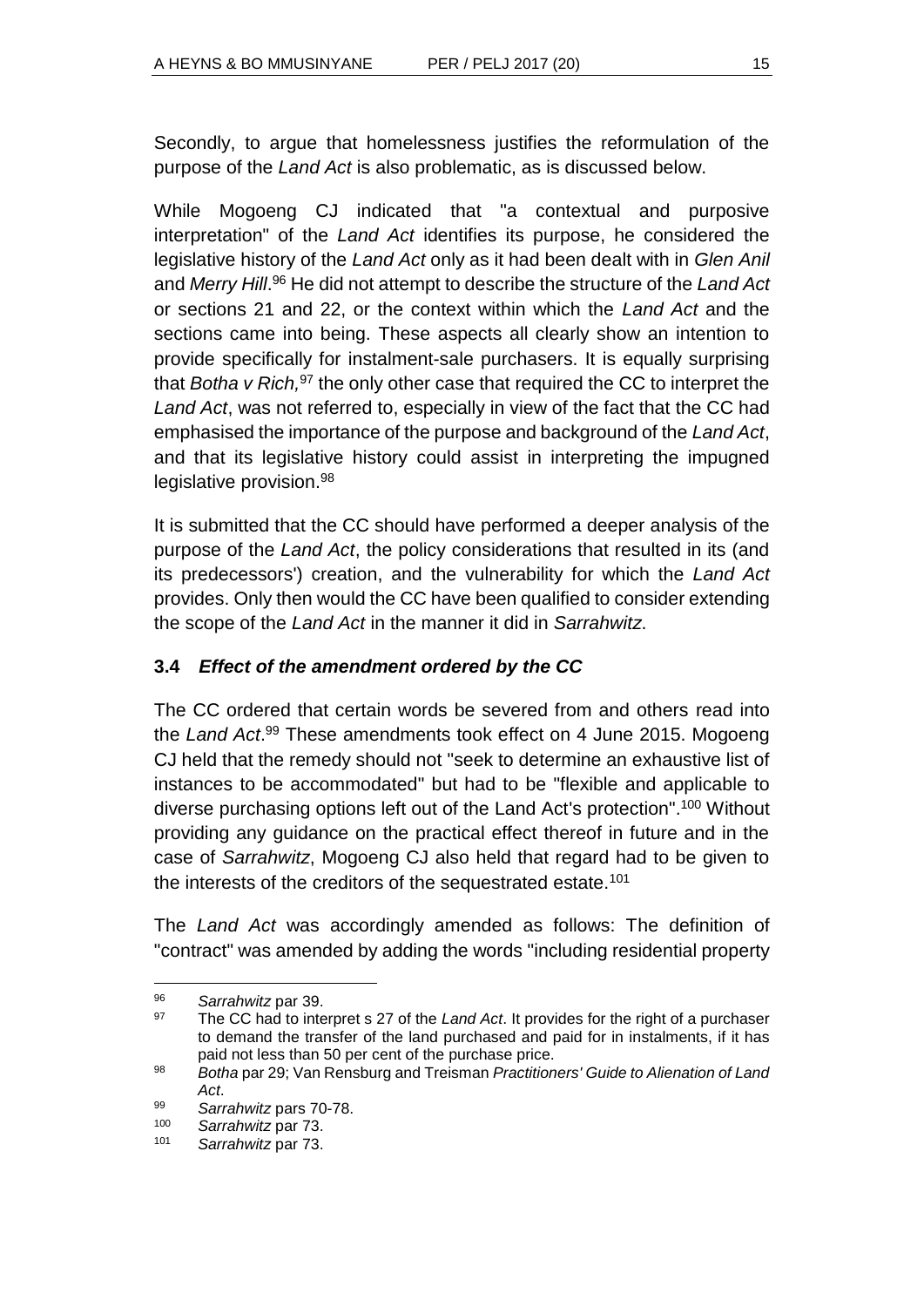Secondly, to argue that homelessness justifies the reformulation of the purpose of the *Land Act* is also problematic, as is discussed below.

While Mogoeng CJ indicated that "a contextual and purposive interpretation" of the *Land Act* identifies its purpose, he considered the legislative history of the *Land Act* only as it had been dealt with in *Glen Anil* and *Merry Hill*.[96] He did not attempt to describe the structure of the *Land Act* or sections 21 and 22, or the context within which the *Land Act* and the sections came into being. These aspects all clearly show an intention to provide specifically for instalment-sale purchasers. It is equally surprising that *Botha v Rich*,[97] the only other case that required the CC to interpret the *Land Act*, was not referred to, especially in view of the fact that the CC had emphasised the importance of the purpose and background of the *Land Act*, and that its legislative history could assist in interpreting the impugned legislative provision.[98]

It is submitted that the CC should have performed a deeper analysis of the purpose of the *Land Act*, the policy considerations that resulted in its (and its predecessors') creation, and the vulnerability for which the *Land Act* provides. Only then would the CC have been qualified to consider extending the scope of the *Land Act* in the manner it did in *Sarrahwitz.*

### 3.4 *Effect of the amendment ordered by the CC*

The CC ordered that certain words be severed from and others read into the *Land Act*.[99] These amendments took effect on 4 June 2015. Mogoeng CJ held that the remedy should not "seek to determine an exhaustive list of instances to be accommodated" but had to be "flexible and applicable to diverse purchasing options left out of the Land Act's protection".[100] Without providing any guidance on the practical effect thereof in future and in the case of *Sarrahwitz*, Mogoeng CJ also held that regard had to be given to the interests of the creditors of the sequestrated estate.[101]

The *Land Act* was accordingly amended as follows: The definition of "contract" was amended by adding the words "including residential property

---

[96] *Sarrahwitz* par 39.

[97] The CC had to interpret s 27 of the *Land Act*. It provides for the right of a purchaser to demand the transfer of the land purchased and paid for in instalments, if it has paid not less than 50 per cent of the purchase price.

[98] *Botha* par 29; Van Rensburg and Treisman *Practitioners' Guide to Alienation of Land Act*.

[99] *Sarrahwitz* pars 70-78.

[100] *Sarrahwitz* par 73.

[101] *Sarrahwitz* par 73.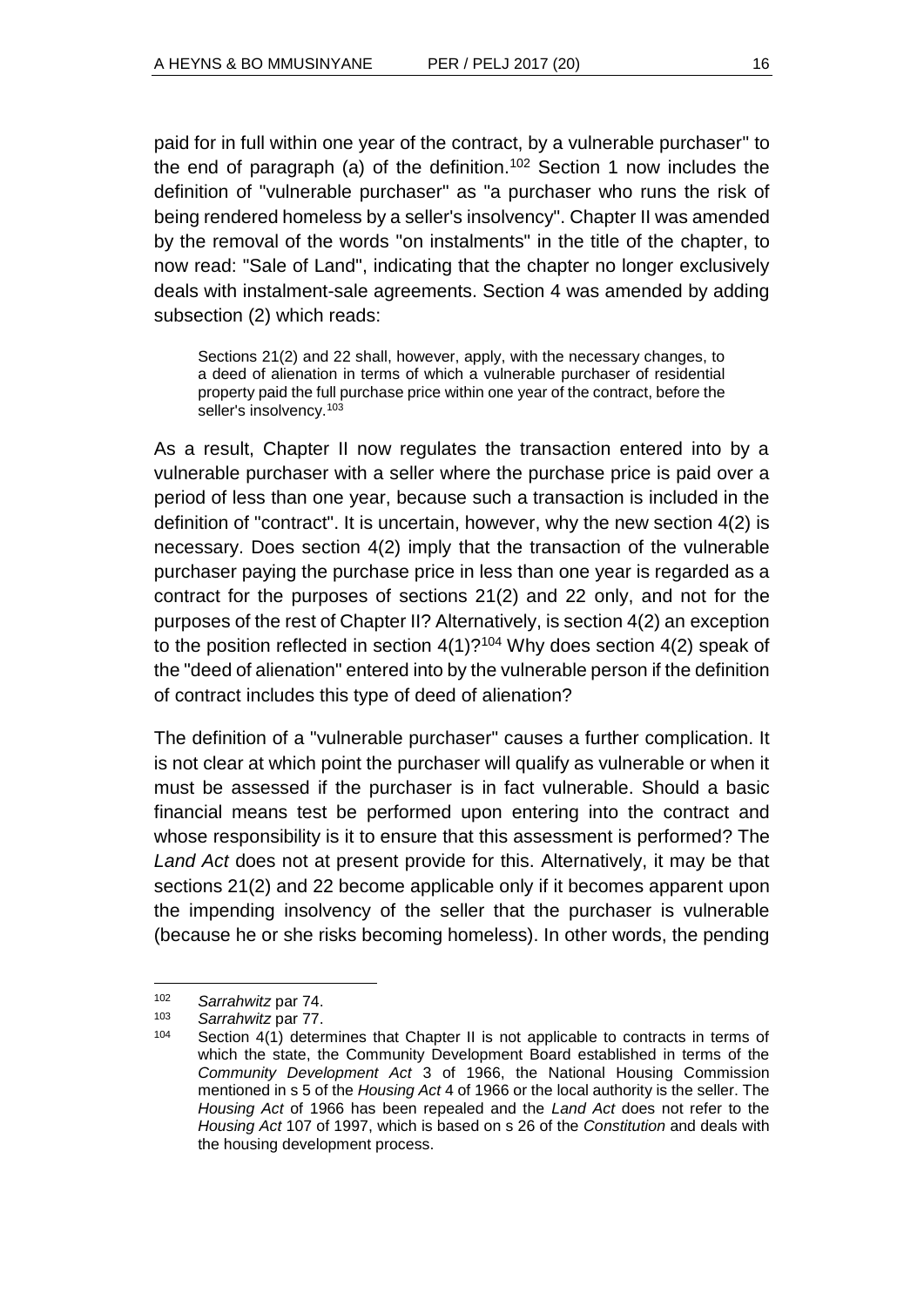paid for in full within one year of the contract, by a vulnerable purchaser" to the end of paragraph (a) of the definition.[102] Section 1 now includes the definition of "vulnerable purchaser" as "a purchaser who runs the risk of being rendered homeless by a seller's insolvency". Chapter II was amended by the removal of the words "on instalments" in the title of the chapter, to now read: "Sale of Land", indicating that the chapter no longer exclusively deals with instalment-sale agreements. Section 4 was amended by adding subsection (2) which reads:

> Sections 21(2) and 22 shall, however, apply, with the necessary changes, to a deed of alienation in terms of which a vulnerable purchaser of residential property paid the full purchase price within one year of the contract, before the seller's insolvency.[103]

As a result, Chapter II now regulates the transaction entered into by a vulnerable purchaser with a seller where the purchase price is paid over a period of less than one year, because such a transaction is included in the definition of "contract". It is uncertain, however, why the new section 4(2) is necessary. Does section 4(2) imply that the transaction of the vulnerable purchaser paying the purchase price in less than one year is regarded as a contract for the purposes of sections 21(2) and 22 only, and not for the purposes of the rest of Chapter II? Alternatively, is section 4(2) an exception to the position reflected in section 4(1)?[104] Why does section 4(2) speak of the "deed of alienation" entered into by the vulnerable person if the definition of contract includes this type of deed of alienation?

The definition of a "vulnerable purchaser" causes a further complication. It is not clear at which point the purchaser will qualify as vulnerable or when it must be assessed if the purchaser is in fact vulnerable. Should a basic financial means test be performed upon entering into the contract and whose responsibility is it to ensure that this assessment is performed? The *Land Act* does not at present provide for this. Alternatively, it may be that sections 21(2) and 22 become applicable only if it becomes apparent upon the impending insolvency of the seller that the purchaser is vulnerable (because he or she risks becoming homeless). In other words, the pending

---

[102] *Sarrahwitz* par 74.

[103] *Sarrahwitz* par 77.

[104] Section 4(1) determines that Chapter II is not applicable to contracts in terms of which the state, the Community Development Board established in terms of the *Community Development Act* 3 of 1966, the National Housing Commission mentioned in s 5 of the *Housing Act* 4 of 1966 or the local authority is the seller. The *Housing Act* of 1966 has been repealed and the *Land Act* does not refer to the *Housing Act* 107 of 1997, which is based on s 26 of the *Constitution* and deals with the housing development process.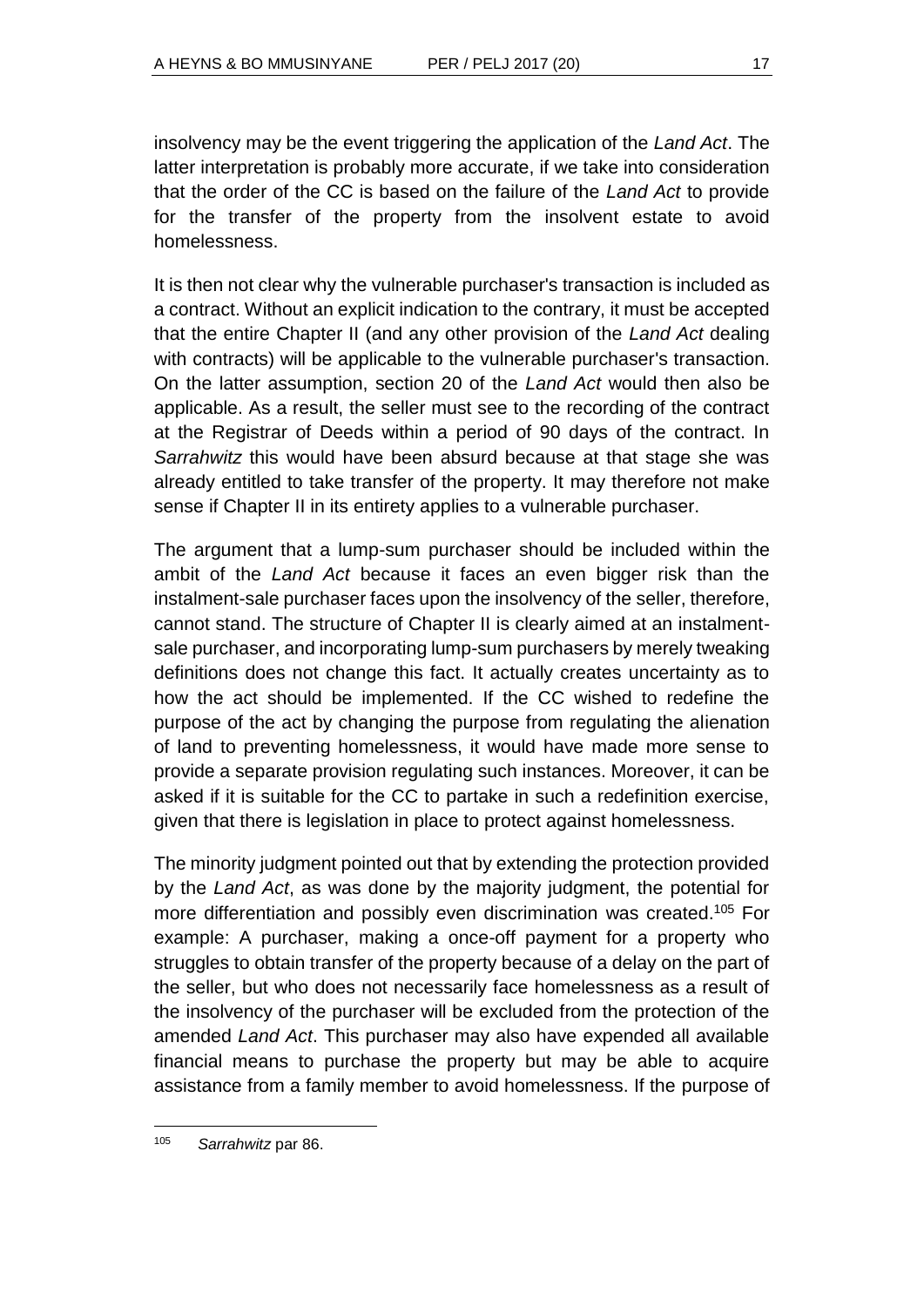insolvency may be the event triggering the application of the *Land Act*. The latter interpretation is probably more accurate, if we take into consideration that the order of the CC is based on the failure of the *Land Act* to provide for the transfer of the property from the insolvent estate to avoid homelessness.

It is then not clear why the vulnerable purchaser's transaction is included as a contract. Without an explicit indication to the contrary, it must be accepted that the entire Chapter II (and any other provision of the *Land Act* dealing with contracts) will be applicable to the vulnerable purchaser's transaction. On the latter assumption, section 20 of the *Land Act* would then also be applicable. As a result, the seller must see to the recording of the contract at the Registrar of Deeds within a period of 90 days of the contract. In *Sarrahwitz* this would have been absurd because at that stage she was already entitled to take transfer of the property. It may therefore not make sense if Chapter II in its entirety applies to a vulnerable purchaser.

The argument that a lump-sum purchaser should be included within the ambit of the *Land Act* because it faces an even bigger risk than the instalment-sale purchaser faces upon the insolvency of the seller, therefore, cannot stand. The structure of Chapter II is clearly aimed at an instalment-sale purchaser, and incorporating lump-sum purchasers by merely tweaking definitions does not change this fact. It actually creates uncertainty as to how the act should be implemented. If the CC wished to redefine the purpose of the act by changing the purpose from regulating the alienation of land to preventing homelessness, it would have made more sense to provide a separate provision regulating such instances. Moreover, it can be asked if it is suitable for the CC to partake in such a redefinition exercise, given that there is legislation in place to protect against homelessness.

The minority judgment pointed out that by extending the protection provided by the *Land Act*, as was done by the majority judgment, the potential for more differentiation and possibly even discrimination was created.[105] For example: A purchaser, making a once-off payment for a property who struggles to obtain transfer of the property because of a delay on the part of the seller, but who does not necessarily face homelessness as a result of the insolvency of the purchaser will be excluded from the protection of the amended *Land Act*. This purchaser may also have expended all available financial means to purchase the property but may be able to acquire assistance from a family member to avoid homelessness. If the purpose of

---

[105] *Sarrahwitz* par 86.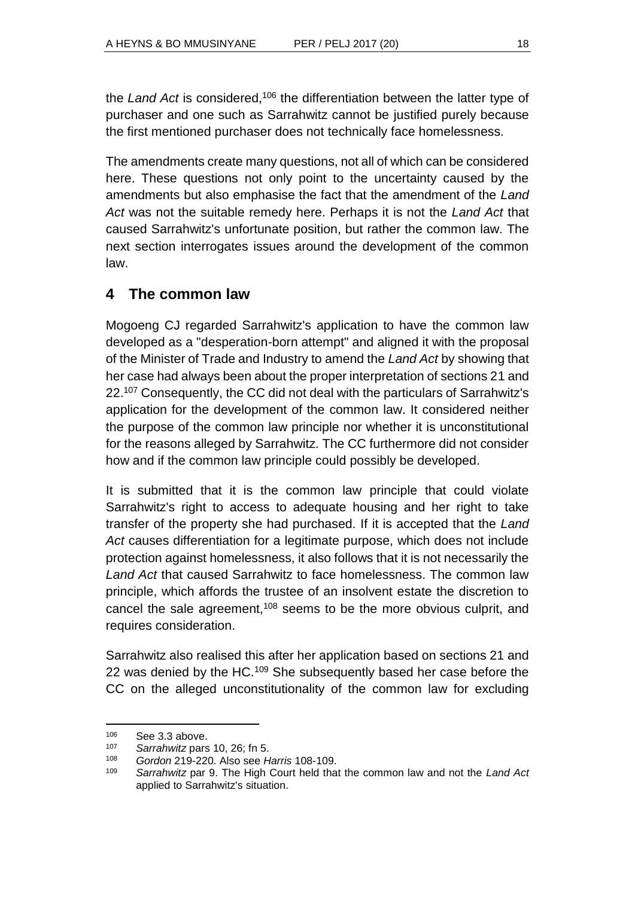the *Land Act* is considered,[106] the differentiation between the latter type of purchaser and one such as Sarrahwitz cannot be justified purely because the first mentioned purchaser does not technically face homelessness.

The amendments create many questions, not all of which can be considered here. These questions not only point to the uncertainty caused by the amendments but also emphasise the fact that the amendment of the *Land Act* was not the suitable remedy here. Perhaps it is not the *Land Act* that caused Sarrahwitz's unfortunate position, but rather the common law. The next section interrogates issues around the development of the common law.

## 4 The common law

Mogoeng CJ regarded Sarrahwitz's application to have the common law developed as a "desperation-born attempt" and aligned it with the proposal of the Minister of Trade and Industry to amend the *Land Act* by showing that her case had always been about the proper interpretation of sections 21 and 22.[107] Consequently, the CC did not deal with the particulars of Sarrahwitz's application for the development of the common law. It considered neither the purpose of the common law principle nor whether it is unconstitutional for the reasons alleged by Sarrahwitz. The CC furthermore did not consider how and if the common law principle could possibly be developed.

It is submitted that it is the common law principle that could violate Sarrahwitz's right to access to adequate housing and her right to take transfer of the property she had purchased. If it is accepted that the *Land Act* causes differentiation for a legitimate purpose, which does not include protection against homelessness, it also follows that it is not necessarily the *Land Act* that caused Sarrahwitz to face homelessness. The common law principle, which affords the trustee of an insolvent estate the discretion to cancel the sale agreement,[108] seems to be the more obvious culprit, and requires consideration.

Sarrahwitz also realised this after her application based on sections 21 and 22 was denied by the HC.[109] She subsequently based her case before the CC on the alleged unconstitutionality of the common law for excluding

---

106 See 3.3 above.

107 *Sarrahwitz* pars 10, 26; fn 5.

108 *Gordon* 219-220. Also see *Harris* 108-109.

109 *Sarrahwitz* par 9. The High Court held that the common law and not the *Land Act* applied to Sarrahwitz's situation.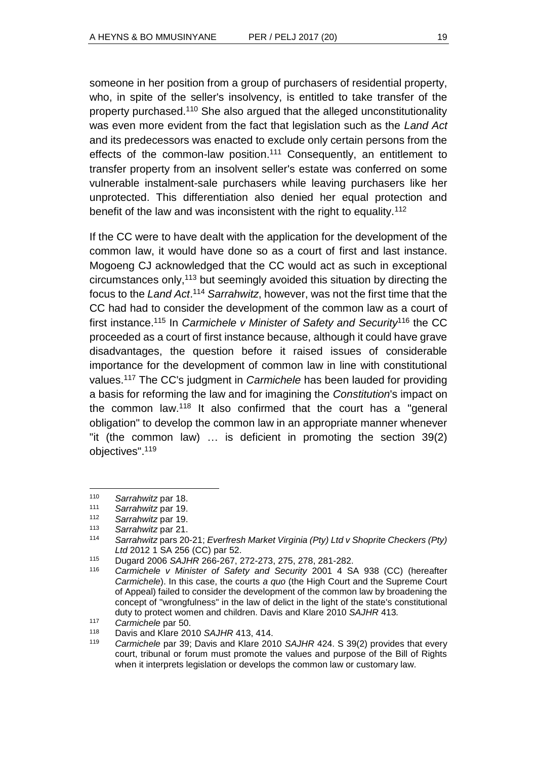someone in her position from a group of purchasers of residential property, who, in spite of the seller's insolvency, is entitled to take transfer of the property purchased.[110] She also argued that the alleged unconstitutionality was even more evident from the fact that legislation such as the *Land Act* and its predecessors was enacted to exclude only certain persons from the effects of the common-law position.[111] Consequently, an entitlement to transfer property from an insolvent seller's estate was conferred on some vulnerable instalment-sale purchasers while leaving purchasers like her unprotected. This differentiation also denied her equal protection and benefit of the law and was inconsistent with the right to equality.[112]

If the CC were to have dealt with the application for the development of the common law, it would have done so as a court of first and last instance. Mogoeng CJ acknowledged that the CC would act as such in exceptional circumstances only,[113] but seemingly avoided this situation by directing the focus to the *Land Act*.[114] *Sarrahwitz*, however, was not the first time that the CC had had to consider the development of the common law as a court of first instance.[115] In *Carmichele v Minister of Safety and Security*[116] the CC proceeded as a court of first instance because, although it could have grave disadvantages, the question before it raised issues of considerable importance for the development of common law in line with constitutional values.[117] The CC's judgment in *Carmichele* has been lauded for providing a basis for reforming the law and for imagining the *Constitution*'s impact on the common law.[118] It also confirmed that the court has a "general obligation" to develop the common law in an appropriate manner whenever "it (the common law) … is deficient in promoting the section 39(2) objectives".[119]

---

[110] *Sarrahwitz* par 18.

[111] *Sarrahwitz* par 19.

[112] *Sarrahwitz* par 19.

[113] *Sarrahwitz* par 21.

[114] *Sarrahwitz* pars 20-21; *Everfresh Market Virginia (Pty) Ltd v Shoprite Checkers (Pty) Ltd* 2012 1 SA 256 (CC) par 52.

[115] Dugard 2006 *SAJHR* 266-267, 272-273, 275, 278, 281-282.

[116] *Carmichele v Minister of Safety and Security* 2001 4 SA 938 (CC) (hereafter *Carmichele*). In this case, the courts *a quo* (the High Court and the Supreme Court of Appeal) failed to consider the development of the common law by broadening the concept of "wrongfulness" in the law of delict in the light of the state's constitutional duty to protect women and children. Davis and Klare 2010 *SAJHR* 413.

[117] *Carmichele* par 50.

[118] Davis and Klare 2010 *SAJHR* 413, 414.

[119] *Carmichele* par 39; Davis and Klare 2010 *SAJHR* 424. S 39(2) provides that every court, tribunal or forum must promote the values and purpose of the Bill of Rights when it interprets legislation or develops the common law or customary law.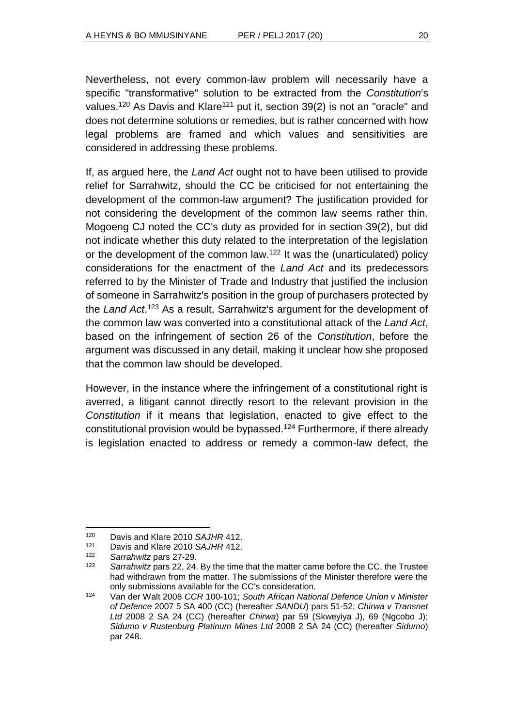Nevertheless, not every common-law problem will necessarily have a specific "transformative" solution to be extracted from the *Constitution*'s values.[120] As Davis and Klare[121] put it, section 39(2) is not an "oracle" and does not determine solutions or remedies, but is rather concerned with how legal problems are framed and which values and sensitivities are considered in addressing these problems.

If, as argued here, the *Land Act* ought not to have been utilised to provide relief for Sarrahwitz, should the CC be criticised for not entertaining the development of the common-law argument? The justification provided for not considering the development of the common law seems rather thin. Mogoeng CJ noted the CC's duty as provided for in section 39(2), but did not indicate whether this duty related to the interpretation of the legislation or the development of the common law.[122] It was the (unarticulated) policy considerations for the enactment of the *Land Act* and its predecessors referred to by the Minister of Trade and Industry that justified the inclusion of someone in Sarrahwitz's position in the group of purchasers protected by the *Land Act*.[123] As a result, Sarrahwitz's argument for the development of the common law was converted into a constitutional attack of the *Land Act*, based on the infringement of section 26 of the *Constitution*, before the argument was discussed in any detail, making it unclear how she proposed that the common law should be developed.

However, in the instance where the infringement of a constitutional right is averred, a litigant cannot directly resort to the relevant provision in the *Constitution* if it means that legislation, enacted to give effect to the constitutional provision would be bypassed.[124] Furthermore, if there already is legislation enacted to address or remedy a common-law defect, the

---

[120] Davis and Klare 2010 *SAJHR* 412.

[121] Davis and Klare 2010 *SAJHR* 412.

[122] *Sarrahwitz* pars 27-29.

[123] *Sarrahwitz* pars 22, 24. By the time that the matter came before the CC, the Trustee had withdrawn from the matter. The submissions of the Minister therefore were the only submissions available for the CC's consideration.

[124] Van der Walt 2008 *CCR* 100-101; *South African National Defence Union v Minister of Defence* 2007 5 SA 400 (CC) (hereafter *SANDU*) pars 51-52; *Chirwa v Transnet Ltd* 2008 2 SA 24 (CC) (hereafter *Chirwa*) par 59 (Skweyiya J), 69 (Ngcobo J); *Sidumo v Rustenburg Platinum Mines Ltd* 2008 2 SA 24 (CC) (hereafter *Sidumo*) par 248.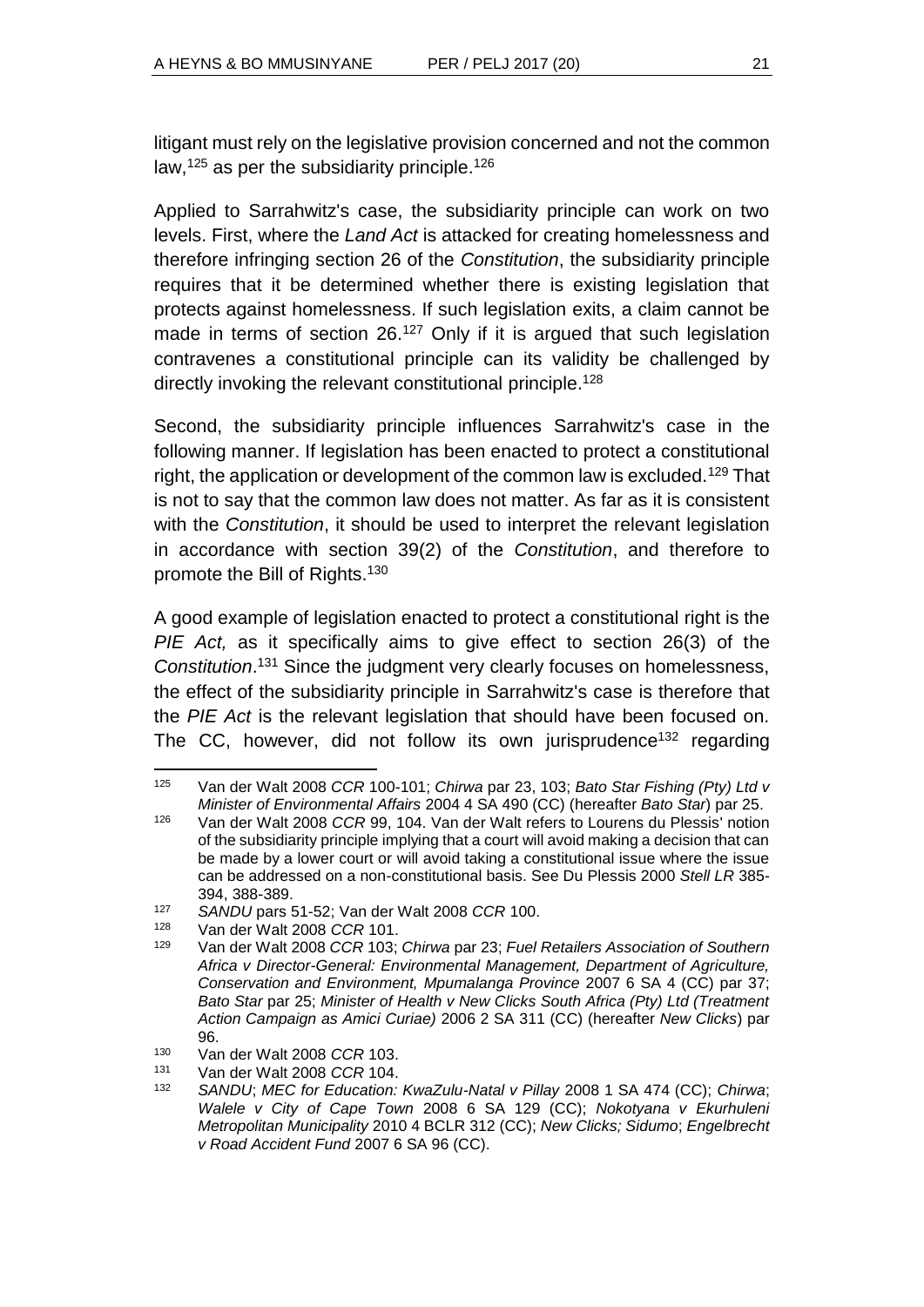litigant must rely on the legislative provision concerned and not the common law,[125] as per the subsidiarity principle.[126]

Applied to Sarrahwitz's case, the subsidiarity principle can work on two levels. First, where the *Land Act* is attacked for creating homelessness and therefore infringing section 26 of the *Constitution*, the subsidiarity principle requires that it be determined whether there is existing legislation that protects against homelessness. If such legislation exits, a claim cannot be made in terms of section 26.[127] Only if it is argued that such legislation contravenes a constitutional principle can its validity be challenged by directly invoking the relevant constitutional principle.[128]

Second, the subsidiarity principle influences Sarrahwitz's case in the following manner. If legislation has been enacted to protect a constitutional right, the application or development of the common law is excluded.[129] That is not to say that the common law does not matter. As far as it is consistent with the *Constitution*, it should be used to interpret the relevant legislation in accordance with section 39(2) of the *Constitution*, and therefore to promote the Bill of Rights.[130]

A good example of legislation enacted to protect a constitutional right is the *PIE Act,* as it specifically aims to give effect to section 26(3) of the *Constitution*.[131] Since the judgment very clearly focuses on homelessness, the effect of the subsidiarity principle in Sarrahwitz's case is therefore that the *PIE Act* is the relevant legislation that should have been focused on. The CC, however, did not follow its own jurisprudence[132] regarding

---

[125] Van der Walt 2008 *CCR* 100-101; *Chirwa* par 23, 103; *Bato Star Fishing (Pty) Ltd v Minister of Environmental Affairs* 2004 4 SA 490 (CC) (hereafter *Bato Star*) par 25.

[126] Van der Walt 2008 *CCR* 99, 104. Van der Walt refers to Lourens du Plessis' notion of the subsidiarity principle implying that a court will avoid making a decision that can be made by a lower court or will avoid taking a constitutional issue where the issue can be addressed on a non-constitutional basis. See Du Plessis 2000 *Stell LR* 385-394, 388-389.

[127] *SANDU* pars 51-52; Van der Walt 2008 *CCR* 100.

[128] Van der Walt 2008 *CCR* 101.

[129] Van der Walt 2008 *CCR* 103; *Chirwa* par 23; *Fuel Retailers Association of Southern Africa v Director-General: Environmental Management, Department of Agriculture, Conservation and Environment, Mpumalanga Province* 2007 6 SA 4 (CC) par 37; *Bato Star* par 25; *Minister of Health v New Clicks South Africa (Pty) Ltd (Treatment Action Campaign as Amici Curiae)* 2006 2 SA 311 (CC) (hereafter *New Clicks*) par 96.

[130] Van der Walt 2008 *CCR* 103.

[131] Van der Walt 2008 *CCR* 104.

[132] *SANDU*; *MEC for Education: KwaZulu-Natal v Pillay* 2008 1 SA 474 (CC); *Chirwa*; *Walele v City of Cape Town* 2008 6 SA 129 (CC); *Nokotyana v Ekurhuleni Metropolitan Municipality* 2010 4 BCLR 312 (CC); *New Clicks; Sidumo*; *Engelbrecht v Road Accident Fund* 2007 6 SA 96 (CC).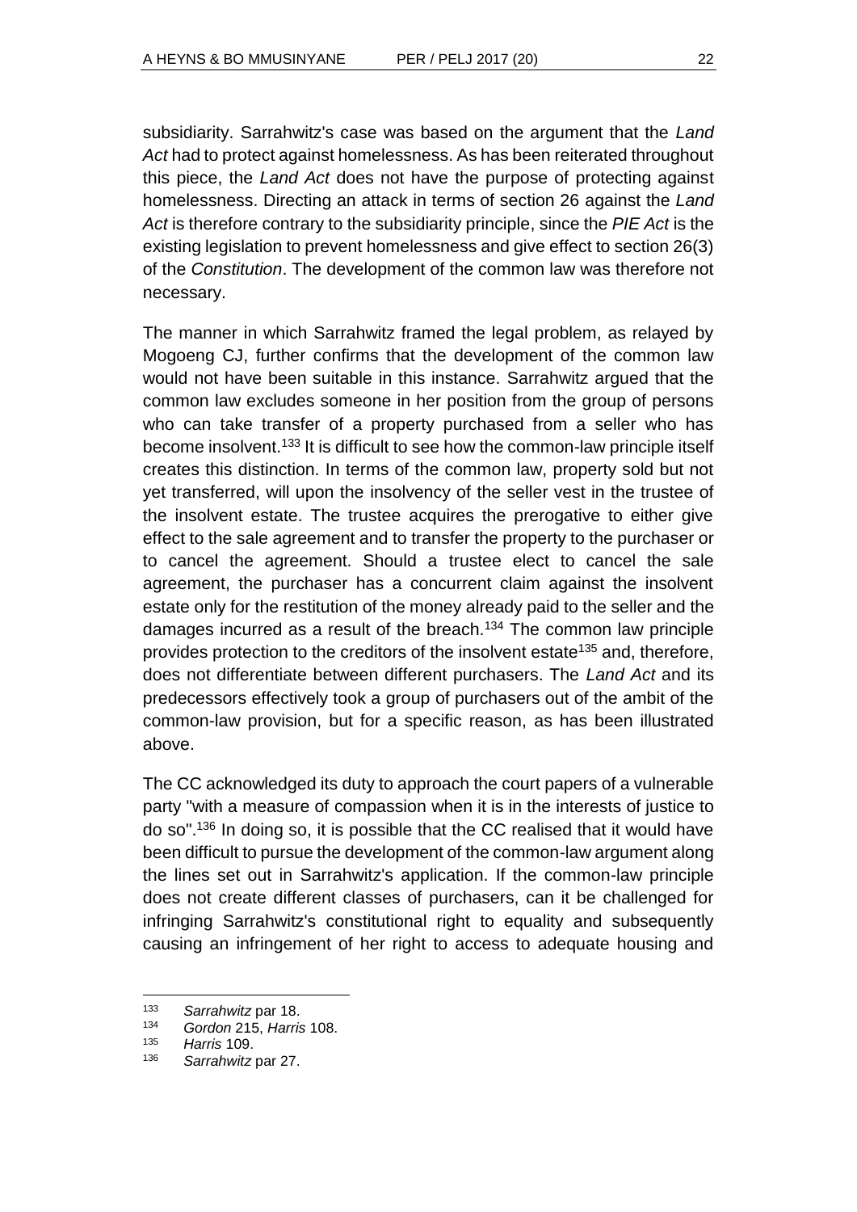subsidiarity. Sarrahwitz's case was based on the argument that the *Land Act* had to protect against homelessness. As has been reiterated throughout this piece, the *Land Act* does not have the purpose of protecting against homelessness. Directing an attack in terms of section 26 against the *Land Act* is therefore contrary to the subsidiarity principle, since the *PIE Act* is the existing legislation to prevent homelessness and give effect to section 26(3) of the *Constitution*. The development of the common law was therefore not necessary.

The manner in which Sarrahwitz framed the legal problem, as relayed by Mogoeng CJ, further confirms that the development of the common law would not have been suitable in this instance. Sarrahwitz argued that the common law excludes someone in her position from the group of persons who can take transfer of a property purchased from a seller who has become insolvent.[133] It is difficult to see how the common-law principle itself creates this distinction. In terms of the common law, property sold but not yet transferred, will upon the insolvency of the seller vest in the trustee of the insolvent estate. The trustee acquires the prerogative to either give effect to the sale agreement and to transfer the property to the purchaser or to cancel the agreement. Should a trustee elect to cancel the sale agreement, the purchaser has a concurrent claim against the insolvent estate only for the restitution of the money already paid to the seller and the damages incurred as a result of the breach.[134] The common law principle provides protection to the creditors of the insolvent estate[135] and, therefore, does not differentiate between different purchasers. The *Land Act* and its predecessors effectively took a group of purchasers out of the ambit of the common-law provision, but for a specific reason, as has been illustrated above.

The CC acknowledged its duty to approach the court papers of a vulnerable party "with a measure of compassion when it is in the interests of justice to do so".[136] In doing so, it is possible that the CC realised that it would have been difficult to pursue the development of the common-law argument along the lines set out in Sarrahwitz's application. If the common-law principle does not create different classes of purchasers, can it be challenged for infringing Sarrahwitz's constitutional right to equality and subsequently causing an infringement of her right to access to adequate housing and

---

[133] *Sarrahwitz* par 18.

[134] *Gordon* 215, *Harris* 108.

[135] *Harris* 109.

[136] *Sarrahwitz* par 27.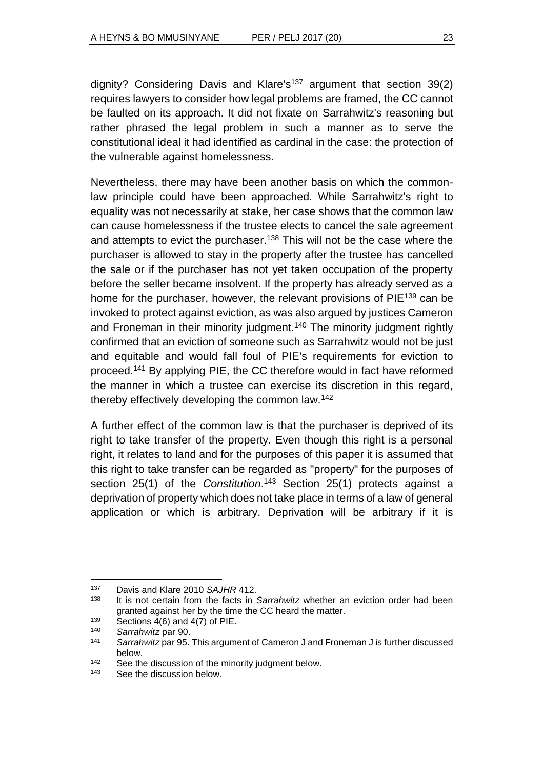dignity? Considering Davis and Klare's[137] argument that section 39(2) requires lawyers to consider how legal problems are framed, the CC cannot be faulted on its approach. It did not fixate on Sarrahwitz's reasoning but rather phrased the legal problem in such a manner as to serve the constitutional ideal it had identified as cardinal in the case: the protection of the vulnerable against homelessness.

Nevertheless, there may have been another basis on which the common-law principle could have been approached. While Sarrahwitz's right to equality was not necessarily at stake, her case shows that the common law can cause homelessness if the trustee elects to cancel the sale agreement and attempts to evict the purchaser.[138] This will not be the case where the purchaser is allowed to stay in the property after the trustee has cancelled the sale or if the purchaser has not yet taken occupation of the property before the seller became insolvent. If the property has already served as a home for the purchaser, however, the relevant provisions of PIE[139] can be invoked to protect against eviction, as was also argued by justices Cameron and Froneman in their minority judgment.[140] The minority judgment rightly confirmed that an eviction of someone such as Sarrahwitz would not be just and equitable and would fall foul of PIE's requirements for eviction to proceed.[141] By applying PIE, the CC therefore would in fact have reformed the manner in which a trustee can exercise its discretion in this regard, thereby effectively developing the common law.[142]

A further effect of the common law is that the purchaser is deprived of its right to take transfer of the property. Even though this right is a personal right, it relates to land and for the purposes of this paper it is assumed that this right to take transfer can be regarded as "property" for the purposes of section 25(1) of the *Constitution*.[143] Section 25(1) protects against a deprivation of property which does not take place in terms of a law of general application or which is arbitrary. Deprivation will be arbitrary if it is

---

137 Davis and Klare 2010 *SAJHR* 412.

138 It is not certain from the facts in *Sarrahwitz* whether an eviction order had been granted against her by the time the CC heard the matter.

139 Sections 4(6) and 4(7) of PIE.

140 *Sarrahwitz* par 90.

141 *Sarrahwitz* par 95. This argument of Cameron J and Froneman J is further discussed below.

142 See the discussion of the minority judgment below.

143 See the discussion below.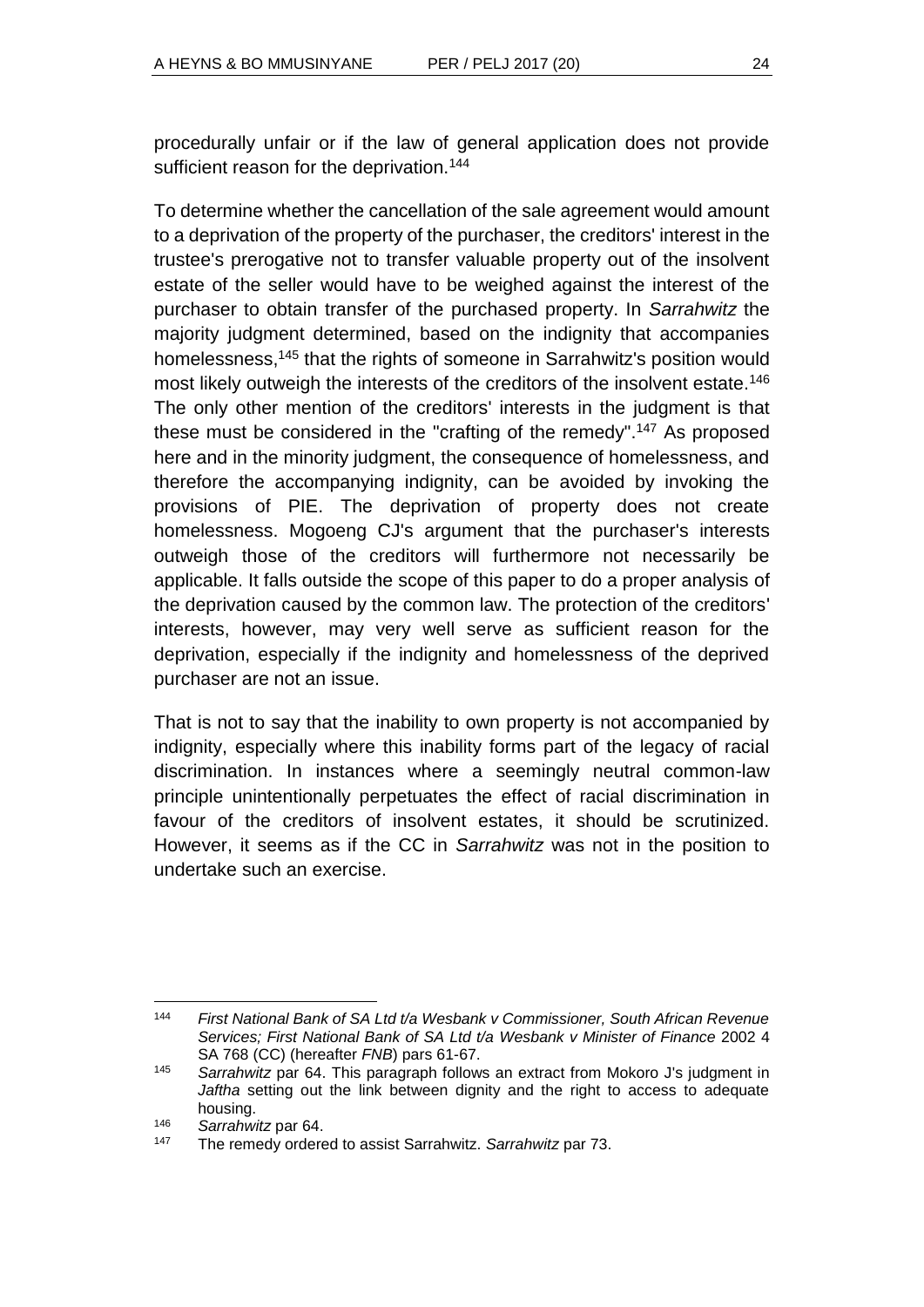procedurally unfair or if the law of general application does not provide sufficient reason for the deprivation.[144]

To determine whether the cancellation of the sale agreement would amount to a deprivation of the property of the purchaser, the creditors' interest in the trustee's prerogative not to transfer valuable property out of the insolvent estate of the seller would have to be weighed against the interest of the purchaser to obtain transfer of the purchased property. In *Sarrahwitz* the majority judgment determined, based on the indignity that accompanies homelessness,[145] that the rights of someone in Sarrahwitz's position would most likely outweigh the interests of the creditors of the insolvent estate.[146] The only other mention of the creditors' interests in the judgment is that these must be considered in the "crafting of the remedy".[147] As proposed here and in the minority judgment, the consequence of homelessness, and therefore the accompanying indignity, can be avoided by invoking the provisions of PIE. The deprivation of property does not create homelessness. Mogoeng CJ's argument that the purchaser's interests outweigh those of the creditors will furthermore not necessarily be applicable. It falls outside the scope of this paper to do a proper analysis of the deprivation caused by the common law. The protection of the creditors' interests, however, may very well serve as sufficient reason for the deprivation, especially if the indignity and homelessness of the deprived purchaser are not an issue.

That is not to say that the inability to own property is not accompanied by indignity, especially where this inability forms part of the legacy of racial discrimination. In instances where a seemingly neutral common-law principle unintentionally perpetuates the effect of racial discrimination in favour of the creditors of insolvent estates, it should be scrutinized. However, it seems as if the CC in *Sarrahwitz* was not in the position to undertake such an exercise.

---

[144] *First National Bank of SA Ltd t/a Wesbank v Commissioner, South African Revenue Services; First National Bank of SA Ltd t/a Wesbank v Minister of Finance* 2002 4 SA 768 (CC) (hereafter *FNB*) pars 61-67.

[145] *Sarrahwitz* par 64. This paragraph follows an extract from Mokoro J's judgment in *Jaftha* setting out the link between dignity and the right to access to adequate housing.

[146] *Sarrahwitz* par 64.

[147] The remedy ordered to assist Sarrahwitz. *Sarrahwitz* par 73.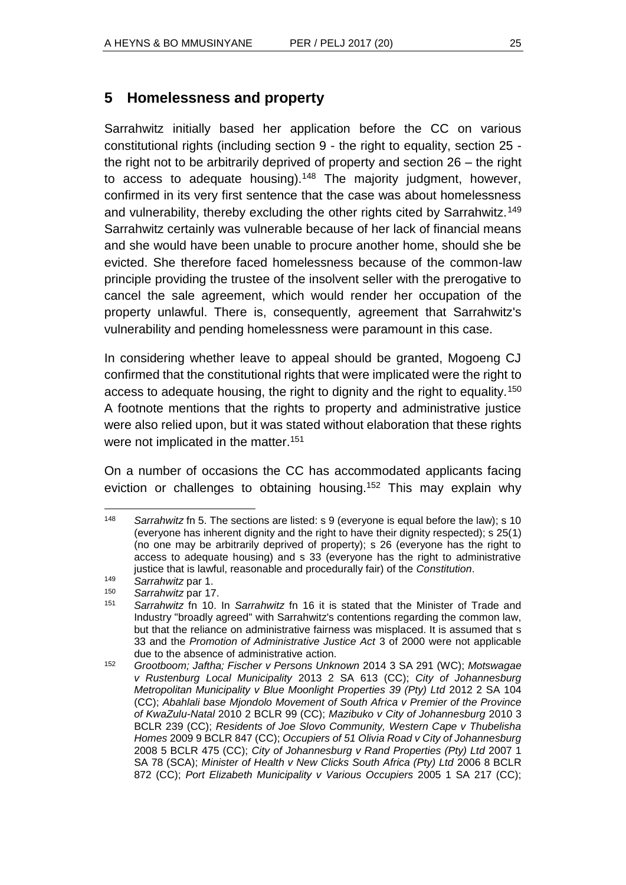## 5 Homelessness and property

Sarrahwitz initially based her application before the CC on various constitutional rights (including section 9 - the right to equality, section 25 - the right not to be arbitrarily deprived of property and section 26 – the right to access to adequate housing).[148] The majority judgment, however, confirmed in its very first sentence that the case was about homelessness and vulnerability, thereby excluding the other rights cited by Sarrahwitz.[149] Sarrahwitz certainly was vulnerable because of her lack of financial means and she would have been unable to procure another home, should she be evicted. She therefore faced homelessness because of the common-law principle providing the trustee of the insolvent seller with the prerogative to cancel the sale agreement, which would render her occupation of the property unlawful. There is, consequently, agreement that Sarrahwitz's vulnerability and pending homelessness were paramount in this case.

In considering whether leave to appeal should be granted, Mogoeng CJ confirmed that the constitutional rights that were implicated were the right to access to adequate housing, the right to dignity and the right to equality.[150] A footnote mentions that the rights to property and administrative justice were also relied upon, but it was stated without elaboration that these rights were not implicated in the matter.[151]

On a number of occasions the CC has accommodated applicants facing eviction or challenges to obtaining housing.[152] This may explain why

---

[148] *Sarrahwitz* fn 5. The sections are listed: s 9 (everyone is equal before the law); s 10 (everyone has inherent dignity and the right to have their dignity respected); s 25(1) (no one may be arbitrarily deprived of property); s 26 (everyone has the right to access to adequate housing) and s 33 (everyone has the right to administrative justice that is lawful, reasonable and procedurally fair) of the *Constitution*.

[149] *Sarrahwitz* par 1.

[150] *Sarrahwitz* par 17.

[151] *Sarrahwitz* fn 10. In *Sarrahwitz* fn 16 it is stated that the Minister of Trade and Industry "broadly agreed" with Sarrahwitz's contentions regarding the common law, but that the reliance on administrative fairness was misplaced. It is assumed that s 33 and the *Promotion of Administrative Justice Act* 3 of 2000 were not applicable due to the absence of administrative action.

[152] *Grootboom; Jaftha; Fischer v Persons Unknown* 2014 3 SA 291 (WC); *Motswagae v Rustenburg Local Municipality* 2013 2 SA 613 (CC); *City of Johannesburg Metropolitan Municipality v Blue Moonlight Properties 39 (Pty) Ltd* 2012 2 SA 104 (CC); *Abahlali base Mjondolo Movement of South Africa v Premier of the Province of KwaZulu-Natal* 2010 2 BCLR 99 (CC); *Mazibuko v City of Johannesburg* 2010 3 BCLR 239 (CC); *Residents of Joe Slovo Community, Western Cape v Thubelisha Homes* 2009 9 BCLR 847 (CC); *Occupiers of 51 Olivia Road v City of Johannesburg* 2008 5 BCLR 475 (CC); *City of Johannesburg v Rand Properties (Pty) Ltd* 2007 1 SA 78 (SCA); *Minister of Health v New Clicks South Africa (Pty) Ltd* 2006 8 BCLR 872 (CC); *Port Elizabeth Municipality v Various Occupiers* 2005 1 SA 217 (CC);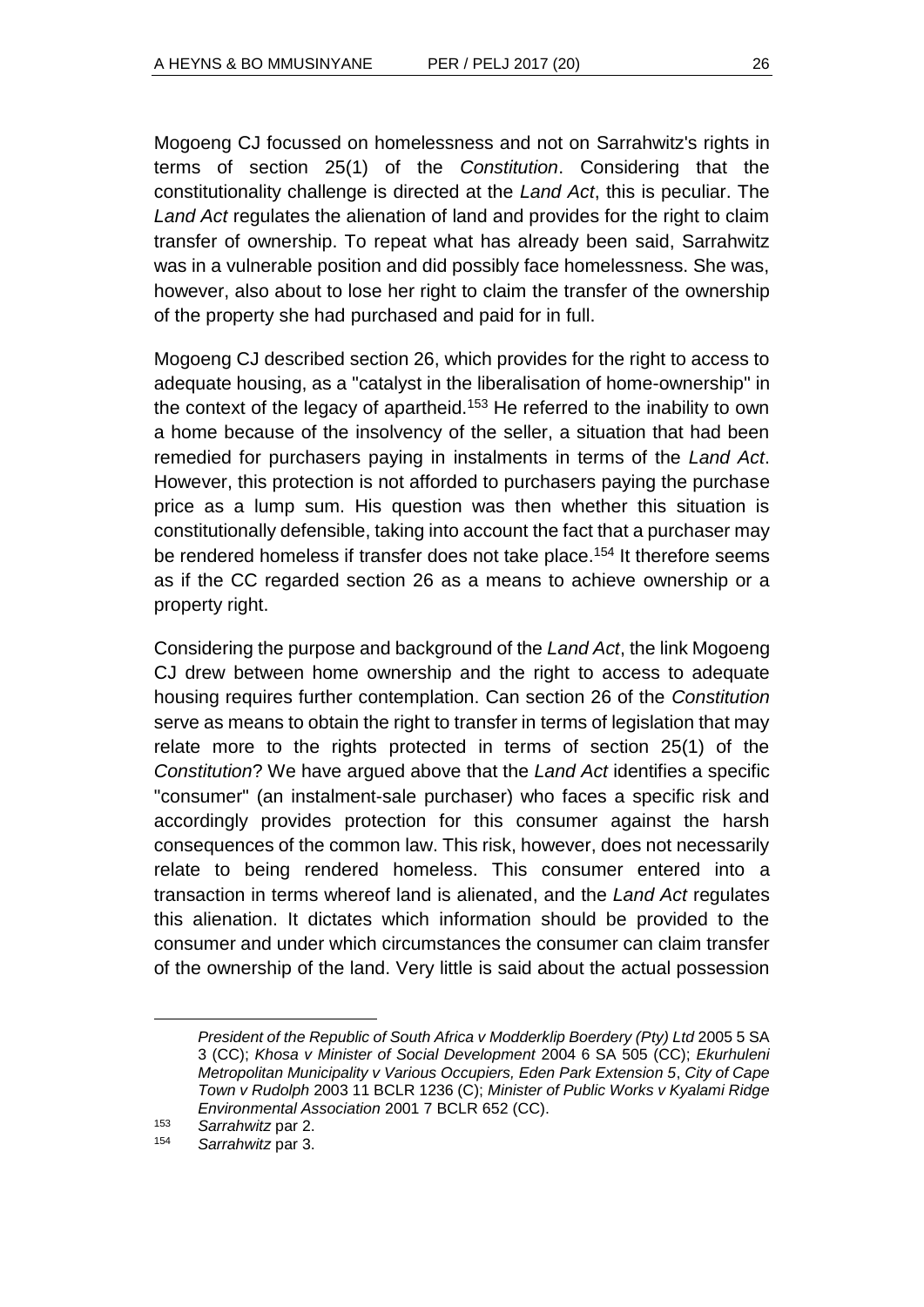Mogoeng CJ focussed on homelessness and not on Sarrahwitz's rights in terms of section 25(1) of the *Constitution*. Considering that the constitutionality challenge is directed at the *Land Act*, this is peculiar. The *Land Act* regulates the alienation of land and provides for the right to claim transfer of ownership. To repeat what has already been said, Sarrahwitz was in a vulnerable position and did possibly face homelessness. She was, however, also about to lose her right to claim the transfer of the ownership of the property she had purchased and paid for in full.

Mogoeng CJ described section 26, which provides for the right to access to adequate housing, as a "catalyst in the liberalisation of home-ownership" in the context of the legacy of apartheid.[153] He referred to the inability to own a home because of the insolvency of the seller, a situation that had been remedied for purchasers paying in instalments in terms of the *Land Act*. However, this protection is not afforded to purchasers paying the purchase price as a lump sum. His question was then whether this situation is constitutionally defensible, taking into account the fact that a purchaser may be rendered homeless if transfer does not take place.[154] It therefore seems as if the CC regarded section 26 as a means to achieve ownership or a property right.

Considering the purpose and background of the *Land Act*, the link Mogoeng CJ drew between home ownership and the right to access to adequate housing requires further contemplation. Can section 26 of the *Constitution* serve as means to obtain the right to transfer in terms of legislation that may relate more to the rights protected in terms of section 25(1) of the *Constitution*? We have argued above that the *Land Act* identifies a specific "consumer" (an instalment-sale purchaser) who faces a specific risk and accordingly provides protection for this consumer against the harsh consequences of the common law. This risk, however, does not necessarily relate to being rendered homeless. This consumer entered into a transaction in terms whereof land is alienated, and the *Land Act* regulates this alienation. It dictates which information should be provided to the consumer and under which circumstances the consumer can claim transfer of the ownership of the land. Very little is said about the actual possession

---

*President of the Republic of South Africa v Modderklip Boerdery (Pty) Ltd* 2005 5 SA 3 (CC); *Khosa v Minister of Social Development* 2004 6 SA 505 (CC); *Ekurhuleni Metropolitan Municipality v Various Occupiers, Eden Park Extension 5*, *City of Cape Town v Rudolph* 2003 11 BCLR 1236 (C); *Minister of Public Works v Kyalami Ridge Environmental Association* 2001 7 BCLR 652 (CC).

[153] *Sarrahwitz* par 2.

[154] *Sarrahwitz* par 3.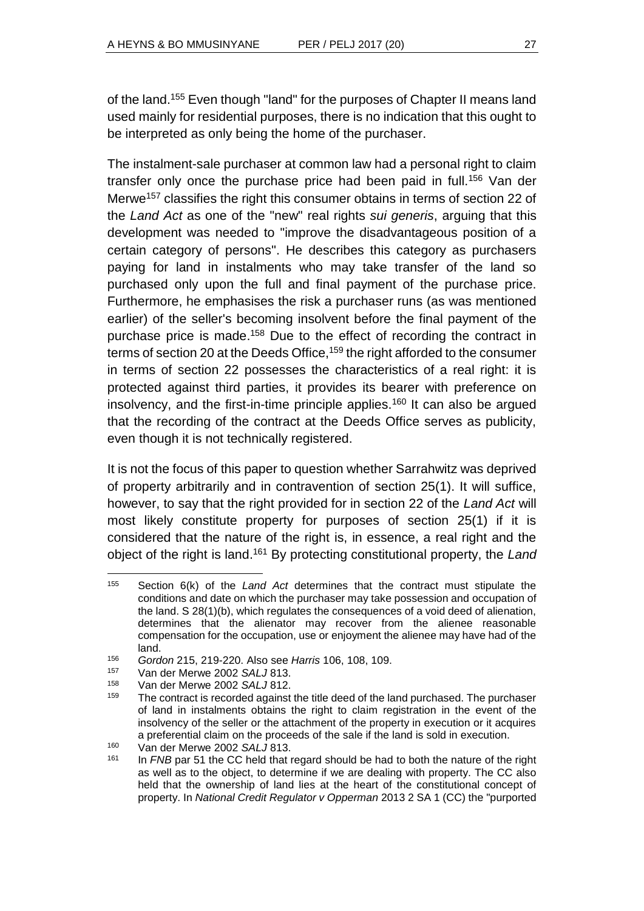of the land.[155] Even though "land" for the purposes of Chapter II means land used mainly for residential purposes, there is no indication that this ought to be interpreted as only being the home of the purchaser.

The instalment-sale purchaser at common law had a personal right to claim transfer only once the purchase price had been paid in full.[156] Van der Merwe[157] classifies the right this consumer obtains in terms of section 22 of the *Land Act* as one of the "new" real rights *sui generis*, arguing that this development was needed to "improve the disadvantageous position of a certain category of persons". He describes this category as purchasers paying for land in instalments who may take transfer of the land so purchased only upon the full and final payment of the purchase price. Furthermore, he emphasises the risk a purchaser runs (as was mentioned earlier) of the seller's becoming insolvent before the final payment of the purchase price is made.[158] Due to the effect of recording the contract in terms of section 20 at the Deeds Office,[159] the right afforded to the consumer in terms of section 22 possesses the characteristics of a real right: it is protected against third parties, it provides its bearer with preference on insolvency, and the first-in-time principle applies.[160] It can also be argued that the recording of the contract at the Deeds Office serves as publicity, even though it is not technically registered.

It is not the focus of this paper to question whether Sarrahwitz was deprived of property arbitrarily and in contravention of section 25(1). It will suffice, however, to say that the right provided for in section 22 of the *Land Act* will most likely constitute property for purposes of section 25(1) if it is considered that the nature of the right is, in essence, a real right and the object of the right is land.[161] By protecting constitutional property, the *Land*

---

[155] Section 6(k) of the *Land Act* determines that the contract must stipulate the conditions and date on which the purchaser may take possession and occupation of the land. S 28(1)(b), which regulates the consequences of a void deed of alienation, determines that the alienator may recover from the alienee reasonable compensation for the occupation, use or enjoyment the alienee may have had of the land.

[156] *Gordon* 215, 219-220. Also see *Harris* 106, 108, 109.

[157] Van der Merwe 2002 *SALJ* 813.

[158] Van der Merwe 2002 *SALJ* 812.

[159] The contract is recorded against the title deed of the land purchased. The purchaser of land in instalments obtains the right to claim registration in the event of the insolvency of the seller or the attachment of the property in execution or it acquires a preferential claim on the proceeds of the sale if the land is sold in execution.

[160] Van der Merwe 2002 *SALJ* 813.

[161] In *FNB* par 51 the CC held that regard should be had to both the nature of the right as well as to the object, to determine if we are dealing with property. The CC also held that the ownership of land lies at the heart of the constitutional concept of property. In *National Credit Regulator v Opperman* 2013 2 SA 1 (CC) the "purported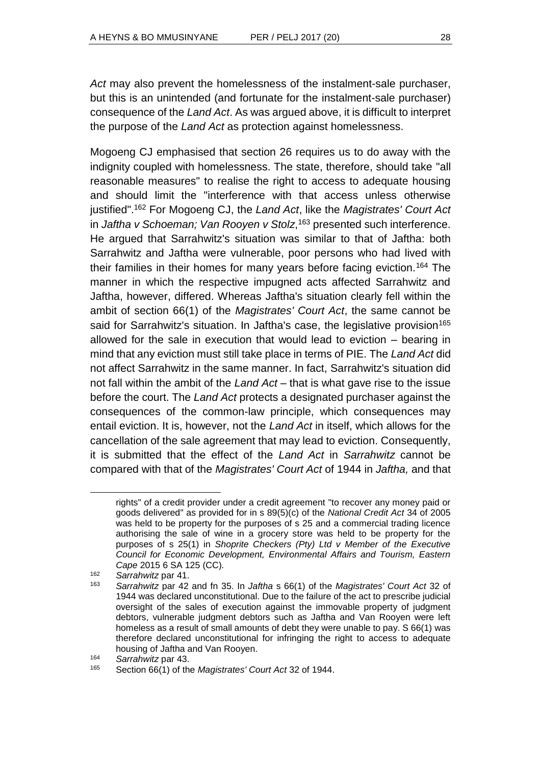*Act* may also prevent the homelessness of the instalment-sale purchaser, but this is an unintended (and fortunate for the instalment-sale purchaser) consequence of the *Land Act*. As was argued above, it is difficult to interpret the purpose of the *Land Act* as protection against homelessness.

Mogoeng CJ emphasised that section 26 requires us to do away with the indignity coupled with homelessness. The state, therefore, should take "all reasonable measures" to realise the right to access to adequate housing and should limit the "interference with that access unless otherwise justified".[162] For Mogoeng CJ, the *Land Act*, like the *Magistrates' Court Act* in *Jaftha v Schoeman; Van Rooyen v Stolz*,[163] presented such interference. He argued that Sarrahwitz's situation was similar to that of Jaftha: both Sarrahwitz and Jaftha were vulnerable, poor persons who had lived with their families in their homes for many years before facing eviction.[164] The manner in which the respective impugned acts affected Sarrahwitz and Jaftha, however, differed. Whereas Jaftha's situation clearly fell within the ambit of section 66(1) of the *Magistrates' Court Act*, the same cannot be said for Sarrahwitz's situation. In Jaftha's case, the legislative provision[165] allowed for the sale in execution that would lead to eviction – bearing in mind that any eviction must still take place in terms of PIE. The *Land Act* did not affect Sarrahwitz in the same manner. In fact, Sarrahwitz's situation did not fall within the ambit of the *Land Act* – that is what gave rise to the issue before the court. The *Land Act* protects a designated purchaser against the consequences of the common-law principle, which consequences may entail eviction. It is, however, not the *Land Act* in itself, which allows for the cancellation of the sale agreement that may lead to eviction. Consequently, it is submitted that the effect of the *Land Act* in *Sarrahwitz* cannot be compared with that of the *Magistrates' Court Act* of 1944 in *Jaftha,* and that

---

rights" of a credit provider under a credit agreement "to recover any money paid or goods delivered" as provided for in s 89(5)(c) of the *National Credit Act* 34 of 2005 was held to be property for the purposes of s 25 and a commercial trading licence authorising the sale of wine in a grocery store was held to be property for the purposes of s 25(1) in *Shoprite Checkers (Pty) Ltd v Member of the Executive Council for Economic Development, Environmental Affairs and Tourism, Eastern Cape* 2015 6 SA 125 (CC).

[162] *Sarrahwitz* par 41.

[163] *Sarrahwitz* par 42 and fn 35. In *Jaftha* s 66(1) of the *Magistrates' Court Act* 32 of 1944 was declared unconstitutional. Due to the failure of the act to prescribe judicial oversight of the sales of execution against the immovable property of judgment debtors, vulnerable judgment debtors such as Jaftha and Van Rooyen were left homeless as a result of small amounts of debt they were unable to pay. S 66(1) was therefore declared unconstitutional for infringing the right to access to adequate housing of Jaftha and Van Rooyen.

[164] *Sarrahwitz* par 43.

[165] Section 66(1) of the *Magistrates' Court Act* 32 of 1944.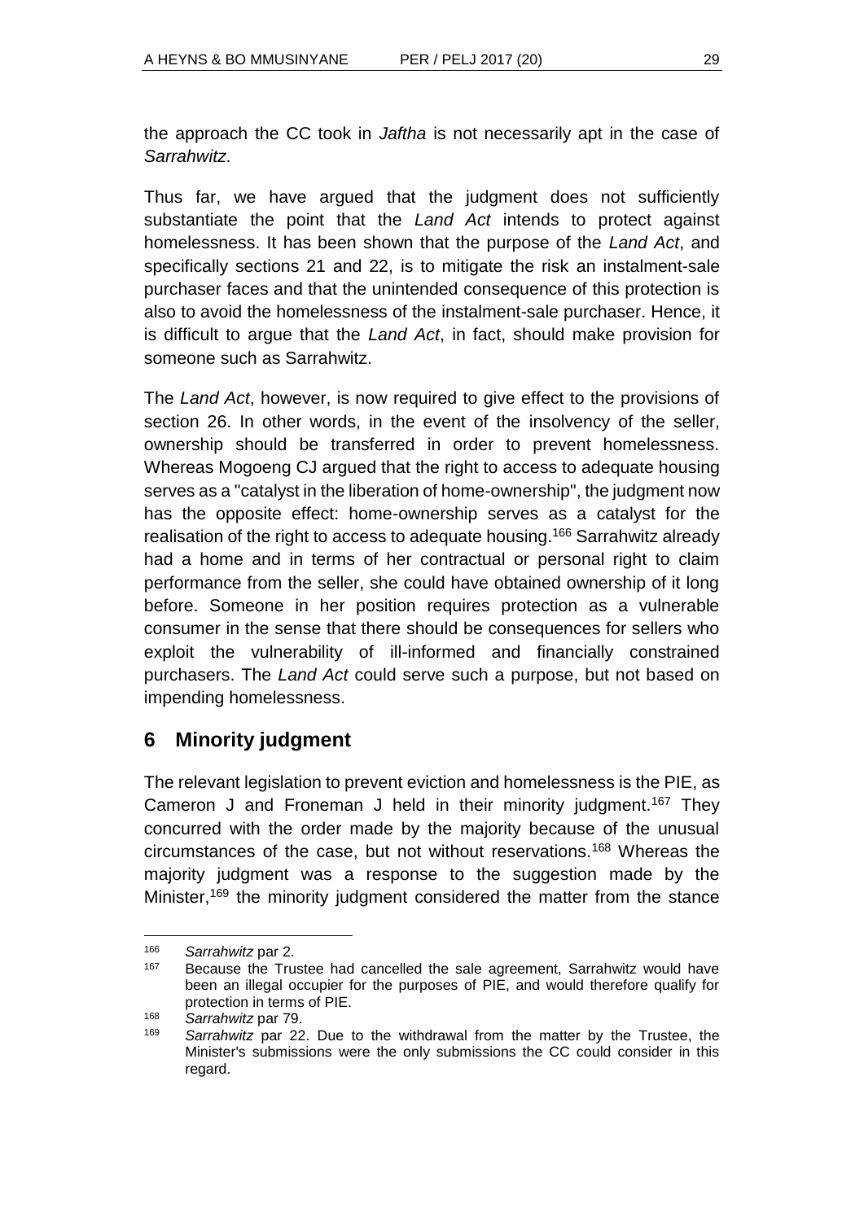the approach the CC took in *Jaftha* is not necessarily apt in the case of *Sarrahwitz*.

Thus far, we have argued that the judgment does not sufficiently substantiate the point that the *Land Act* intends to protect against homelessness. It has been shown that the purpose of the *Land Act*, and specifically sections 21 and 22, is to mitigate the risk an instalment-sale purchaser faces and that the unintended consequence of this protection is also to avoid the homelessness of the instalment-sale purchaser. Hence, it is difficult to argue that the *Land Act*, in fact, should make provision for someone such as Sarrahwitz.

The *Land Act*, however, is now required to give effect to the provisions of section 26. In other words, in the event of the insolvency of the seller, ownership should be transferred in order to prevent homelessness. Whereas Mogoeng CJ argued that the right to access to adequate housing serves as a "catalyst in the liberation of home-ownership", the judgment now has the opposite effect: home-ownership serves as a catalyst for the realisation of the right to access to adequate housing.[166] Sarrahwitz already had a home and in terms of her contractual or personal right to claim performance from the seller, she could have obtained ownership of it long before. Someone in her position requires protection as a vulnerable consumer in the sense that there should be consequences for sellers who exploit the vulnerability of ill-informed and financially constrained purchasers. The *Land Act* could serve such a purpose, but not based on impending homelessness.

## 6 Minority judgment

The relevant legislation to prevent eviction and homelessness is the PIE, as Cameron J and Froneman J held in their minority judgment.[167] They concurred with the order made by the majority because of the unusual circumstances of the case, but not without reservations.[168] Whereas the majority judgment was a response to the suggestion made by the Minister,[169] the minority judgment considered the matter from the stance

---

166 *Sarrahwitz* par 2.

167 Because the Trustee had cancelled the sale agreement, Sarrahwitz would have been an illegal occupier for the purposes of PIE, and would therefore qualify for protection in terms of PIE.

168 *Sarrahwitz* par 79.

169 *Sarrahwitz* par 22. Due to the withdrawal from the matter by the Trustee, the Minister's submissions were the only submissions the CC could consider in this regard.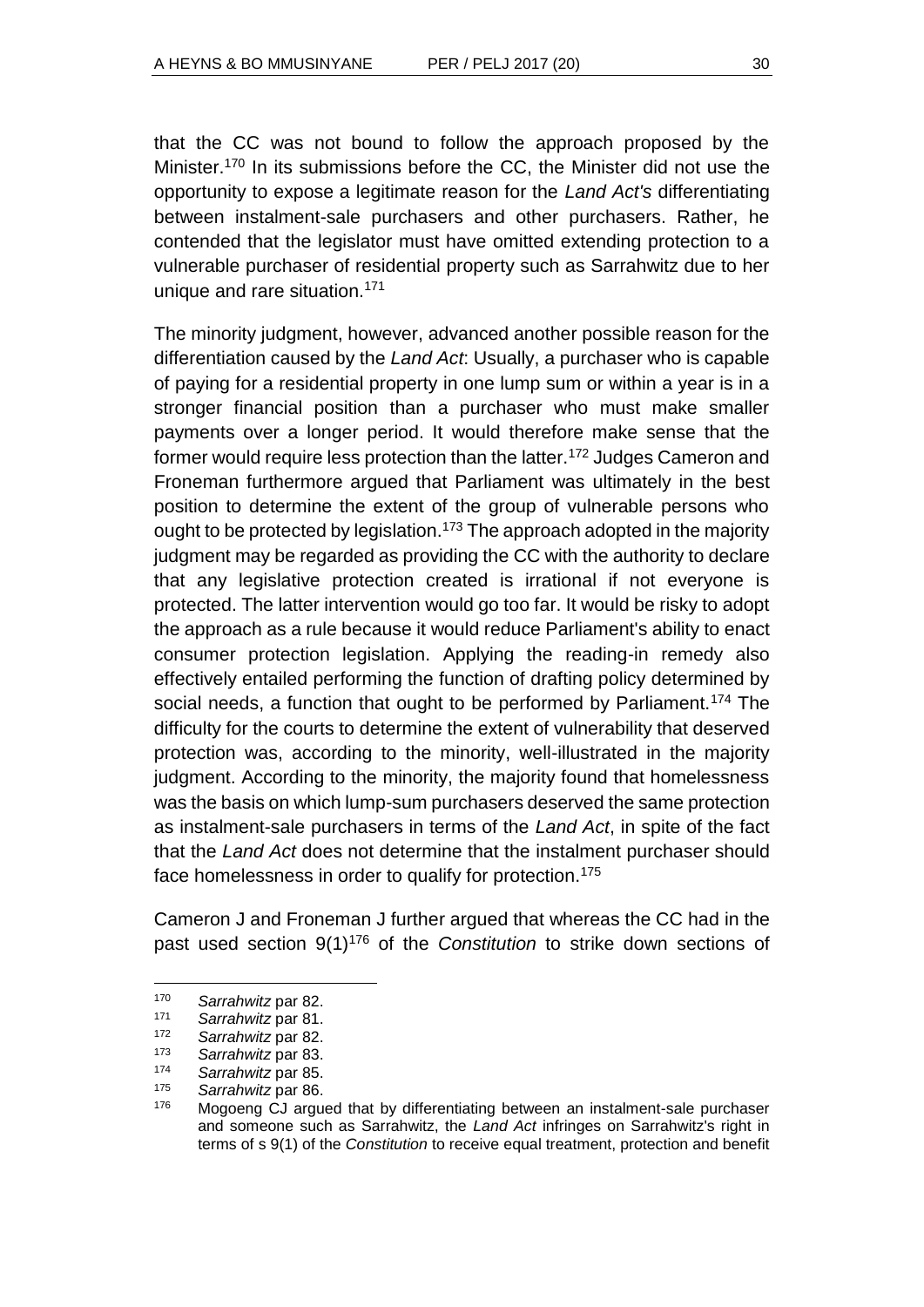that the CC was not bound to follow the approach proposed by the Minister.[170] In its submissions before the CC, the Minister did not use the opportunity to expose a legitimate reason for the *Land Act's* differentiating between instalment-sale purchasers and other purchasers. Rather, he contended that the legislator must have omitted extending protection to a vulnerable purchaser of residential property such as Sarrahwitz due to her unique and rare situation.[171]

The minority judgment, however, advanced another possible reason for the differentiation caused by the *Land Act*: Usually, a purchaser who is capable of paying for a residential property in one lump sum or within a year is in a stronger financial position than a purchaser who must make smaller payments over a longer period. It would therefore make sense that the former would require less protection than the latter.[172] Judges Cameron and Froneman furthermore argued that Parliament was ultimately in the best position to determine the extent of the group of vulnerable persons who ought to be protected by legislation.[173] The approach adopted in the majority judgment may be regarded as providing the CC with the authority to declare that any legislative protection created is irrational if not everyone is protected. The latter intervention would go too far. It would be risky to adopt the approach as a rule because it would reduce Parliament's ability to enact consumer protection legislation. Applying the reading-in remedy also effectively entailed performing the function of drafting policy determined by social needs, a function that ought to be performed by Parliament.[174] The difficulty for the courts to determine the extent of vulnerability that deserved protection was, according to the minority, well-illustrated in the majority judgment. According to the minority, the majority found that homelessness was the basis on which lump-sum purchasers deserved the same protection as instalment-sale purchasers in terms of the *Land Act*, in spite of the fact that the *Land Act* does not determine that the instalment purchaser should face homelessness in order to qualify for protection.[175]

Cameron J and Froneman J further argued that whereas the CC had in the past used section 9(1)[176] of the *Constitution* to strike down sections of

---

[170] *Sarrahwitz* par 82.

[171] *Sarrahwitz* par 81.

[172] *Sarrahwitz* par 82.

[173] *Sarrahwitz* par 83.

[174] *Sarrahwitz* par 85.

[175] *Sarrahwitz* par 86.

[176] Mogoeng CJ argued that by differentiating between an instalment-sale purchaser and someone such as Sarrahwitz, the *Land Act* infringes on Sarrahwitz's right in terms of s 9(1) of the *Constitution* to receive equal treatment, protection and benefit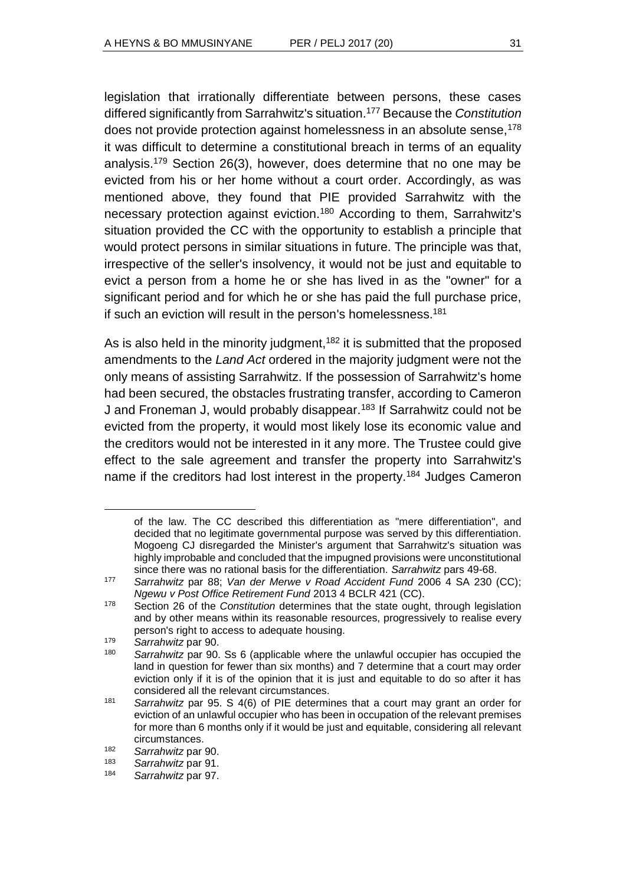legislation that irrationally differentiate between persons, these cases differed significantly from Sarrahwitz's situation.[177] Because the *Constitution* does not provide protection against homelessness in an absolute sense,[178] it was difficult to determine a constitutional breach in terms of an equality analysis.[179] Section 26(3), however, does determine that no one may be evicted from his or her home without a court order. Accordingly, as was mentioned above, they found that PIE provided Sarrahwitz with the necessary protection against eviction.[180] According to them, Sarrahwitz's situation provided the CC with the opportunity to establish a principle that would protect persons in similar situations in future. The principle was that, irrespective of the seller's insolvency, it would not be just and equitable to evict a person from a home he or she has lived in as the "owner" for a significant period and for which he or she has paid the full purchase price, if such an eviction will result in the person's homelessness.[181]

As is also held in the minority judgment,[182] it is submitted that the proposed amendments to the *Land Act* ordered in the majority judgment were not the only means of assisting Sarrahwitz. If the possession of Sarrahwitz's home had been secured, the obstacles frustrating transfer, according to Cameron J and Froneman J, would probably disappear.[183] If Sarrahwitz could not be evicted from the property, it would most likely lose its economic value and the creditors would not be interested in it any more. The Trustee could give effect to the sale agreement and transfer the property into Sarrahwitz's name if the creditors had lost interest in the property.[184] Judges Cameron

---

of the law. The CC described this differentiation as "mere differentiation", and decided that no legitimate governmental purpose was served by this differentiation. Mogoeng CJ disregarded the Minister's argument that Sarrahwitz's situation was highly improbable and concluded that the impugned provisions were unconstitutional since there was no rational basis for the differentiation. *Sarrahwitz* pars 49-68.

177 *Sarrahwitz* par 88; *Van der Merwe v Road Accident Fund* 2006 4 SA 230 (CC); *Ngewu v Post Office Retirement Fund* 2013 4 BCLR 421 (CC).

178 Section 26 of the *Constitution* determines that the state ought, through legislation and by other means within its reasonable resources, progressively to realise every person's right to access to adequate housing.

179 *Sarrahwitz* par 90.

180 *Sarrahwitz* par 90. Ss 6 (applicable where the unlawful occupier has occupied the land in question for fewer than six months) and 7 determine that a court may order eviction only if it is of the opinion that it is just and equitable to do so after it has considered all the relevant circumstances.

181 *Sarrahwitz* par 95. S 4(6) of PIE determines that a court may grant an order for eviction of an unlawful occupier who has been in occupation of the relevant premises for more than 6 months only if it would be just and equitable, considering all relevant circumstances.

182 *Sarrahwitz* par 90.

183 *Sarrahwitz* par 91.

184 *Sarrahwitz* par 97.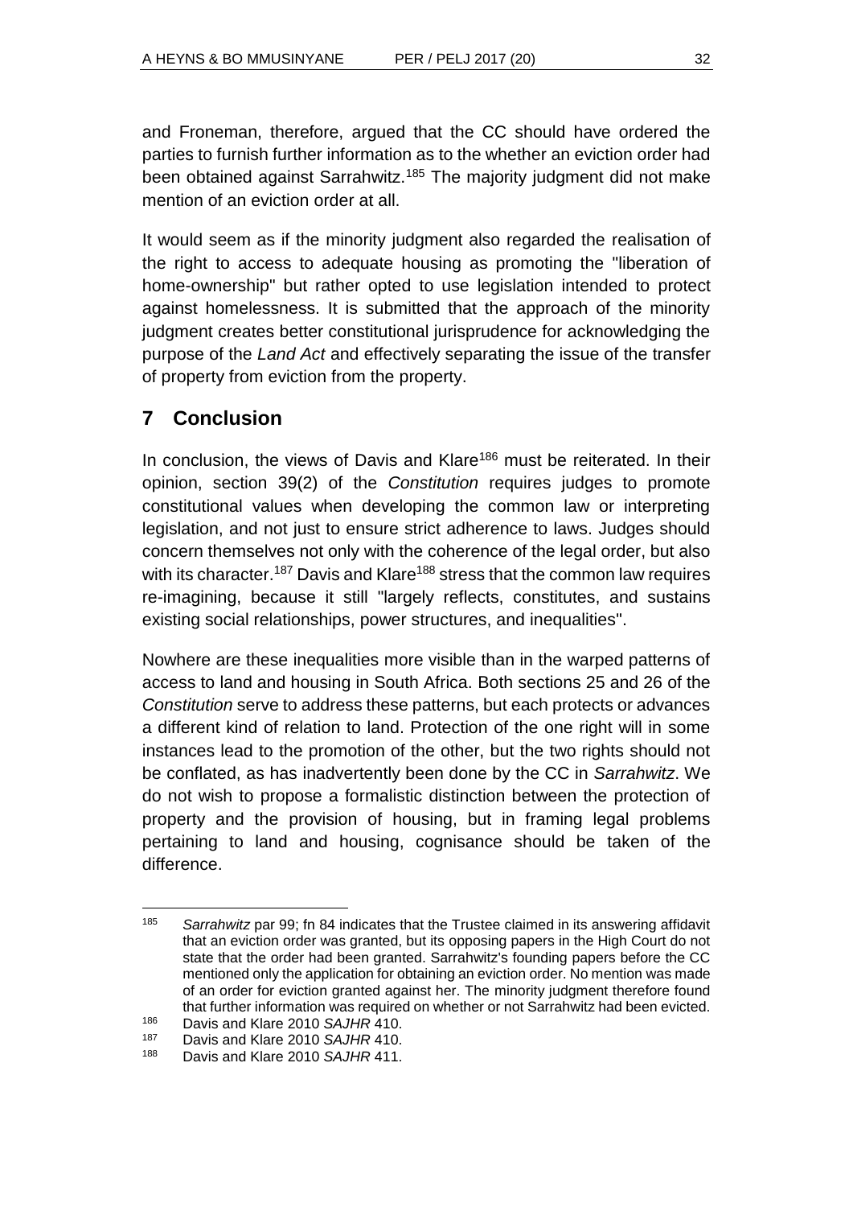and Froneman, therefore, argued that the CC should have ordered the parties to furnish further information as to the whether an eviction order had been obtained against Sarrahwitz.[185] The majority judgment did not make mention of an eviction order at all.

It would seem as if the minority judgment also regarded the realisation of the right to access to adequate housing as promoting the "liberation of home-ownership" but rather opted to use legislation intended to protect against homelessness. It is submitted that the approach of the minority judgment creates better constitutional jurisprudence for acknowledging the purpose of the *Land Act* and effectively separating the issue of the transfer of property from eviction from the property.

## 7 Conclusion

In conclusion, the views of Davis and Klare[186] must be reiterated. In their opinion, section 39(2) of the *Constitution* requires judges to promote constitutional values when developing the common law or interpreting legislation, and not just to ensure strict adherence to laws. Judges should concern themselves not only with the coherence of the legal order, but also with its character.[187] Davis and Klare[188] stress that the common law requires re-imagining, because it still "largely reflects, constitutes, and sustains existing social relationships, power structures, and inequalities".

Nowhere are these inequalities more visible than in the warped patterns of access to land and housing in South Africa. Both sections 25 and 26 of the *Constitution* serve to address these patterns, but each protects or advances a different kind of relation to land. Protection of the one right will in some instances lead to the promotion of the other, but the two rights should not be conflated, as has inadvertently been done by the CC in *Sarrahwitz*. We do not wish to propose a formalistic distinction between the protection of property and the provision of housing, but in framing legal problems pertaining to land and housing, cognisance should be taken of the difference.

---

185 *Sarrahwitz* par 99; fn 84 indicates that the Trustee claimed in its answering affidavit that an eviction order was granted, but its opposing papers in the High Court do not state that the order had been granted. Sarrahwitz's founding papers before the CC mentioned only the application for obtaining an eviction order. No mention was made of an order for eviction granted against her. The minority judgment therefore found that further information was required on whether or not Sarrahwitz had been evicted.

186 Davis and Klare 2010 *SAJHR* 410.

187 Davis and Klare 2010 *SAJHR* 410.

188 Davis and Klare 2010 *SAJHR* 411.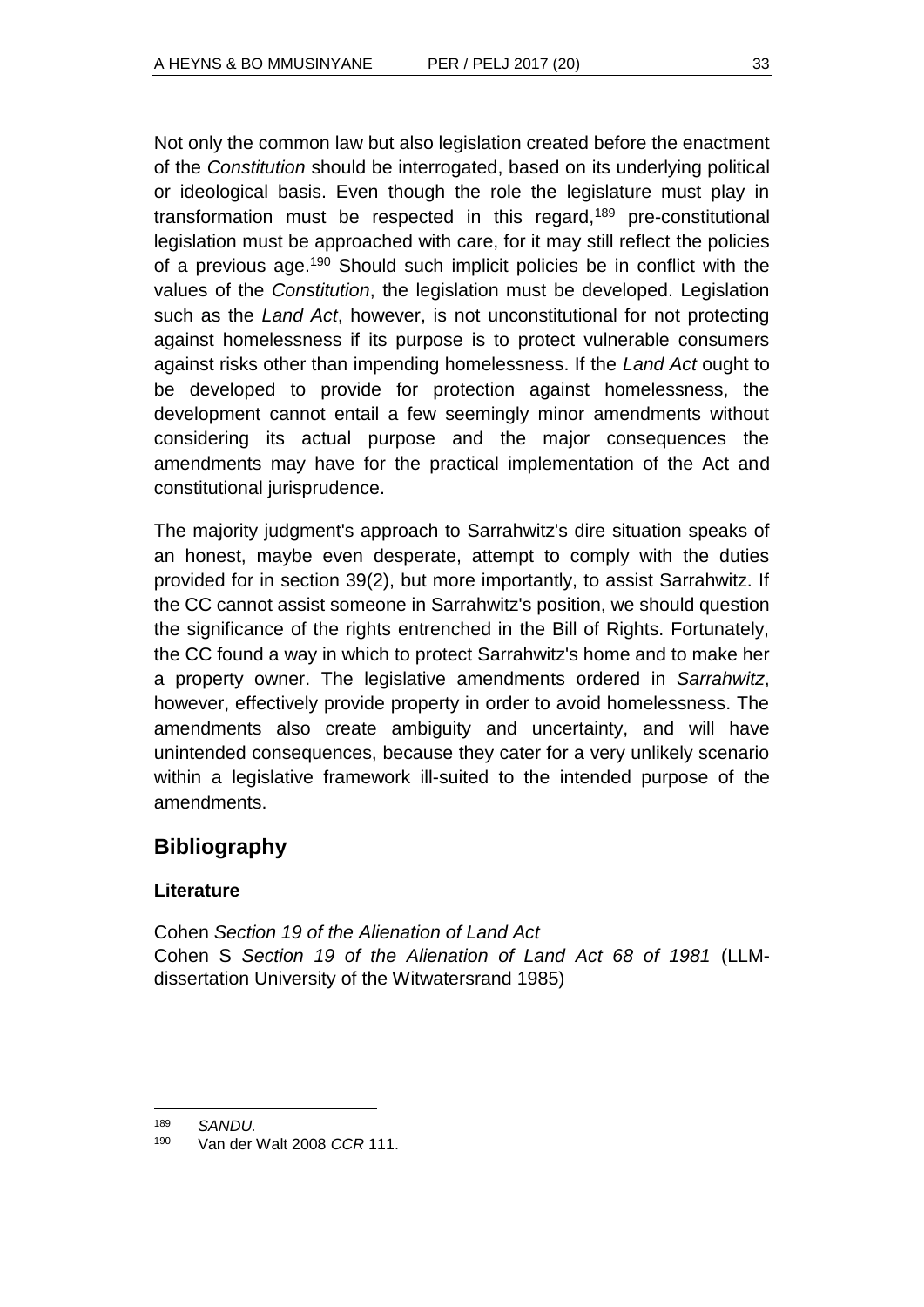Not only the common law but also legislation created before the enactment of the *Constitution* should be interrogated, based on its underlying political or ideological basis. Even though the role the legislature must play in transformation must be respected in this regard,[189] pre-constitutional legislation must be approached with care, for it may still reflect the policies of a previous age.[190] Should such implicit policies be in conflict with the values of the *Constitution*, the legislation must be developed. Legislation such as the *Land Act*, however, is not unconstitutional for not protecting against homelessness if its purpose is to protect vulnerable consumers against risks other than impending homelessness. If the *Land Act* ought to be developed to provide for protection against homelessness, the development cannot entail a few seemingly minor amendments without considering its actual purpose and the major consequences the amendments may have for the practical implementation of the Act and constitutional jurisprudence.

The majority judgment's approach to Sarrahwitz's dire situation speaks of an honest, maybe even desperate, attempt to comply with the duties provided for in section 39(2), but more importantly, to assist Sarrahwitz. If the CC cannot assist someone in Sarrahwitz's position, we should question the significance of the rights entrenched in the Bill of Rights. Fortunately, the CC found a way in which to protect Sarrahwitz's home and to make her a property owner. The legislative amendments ordered in *Sarrahwitz*, however, effectively provide property in order to avoid homelessness. The amendments also create ambiguity and uncertainty, and will have unintended consequences, because they cater for a very unlikely scenario within a legislative framework ill-suited to the intended purpose of the amendments.

## Bibliography

### Literature

Cohen *Section 19 of the Alienation of Land Act*
Cohen S *Section 19 of the Alienation of Land Act 68 of 1981* (LLM-dissertation University of the Witwatersrand 1985)

---

[189] *SANDU.*

[190] Van der Walt 2008 *CCR* 111.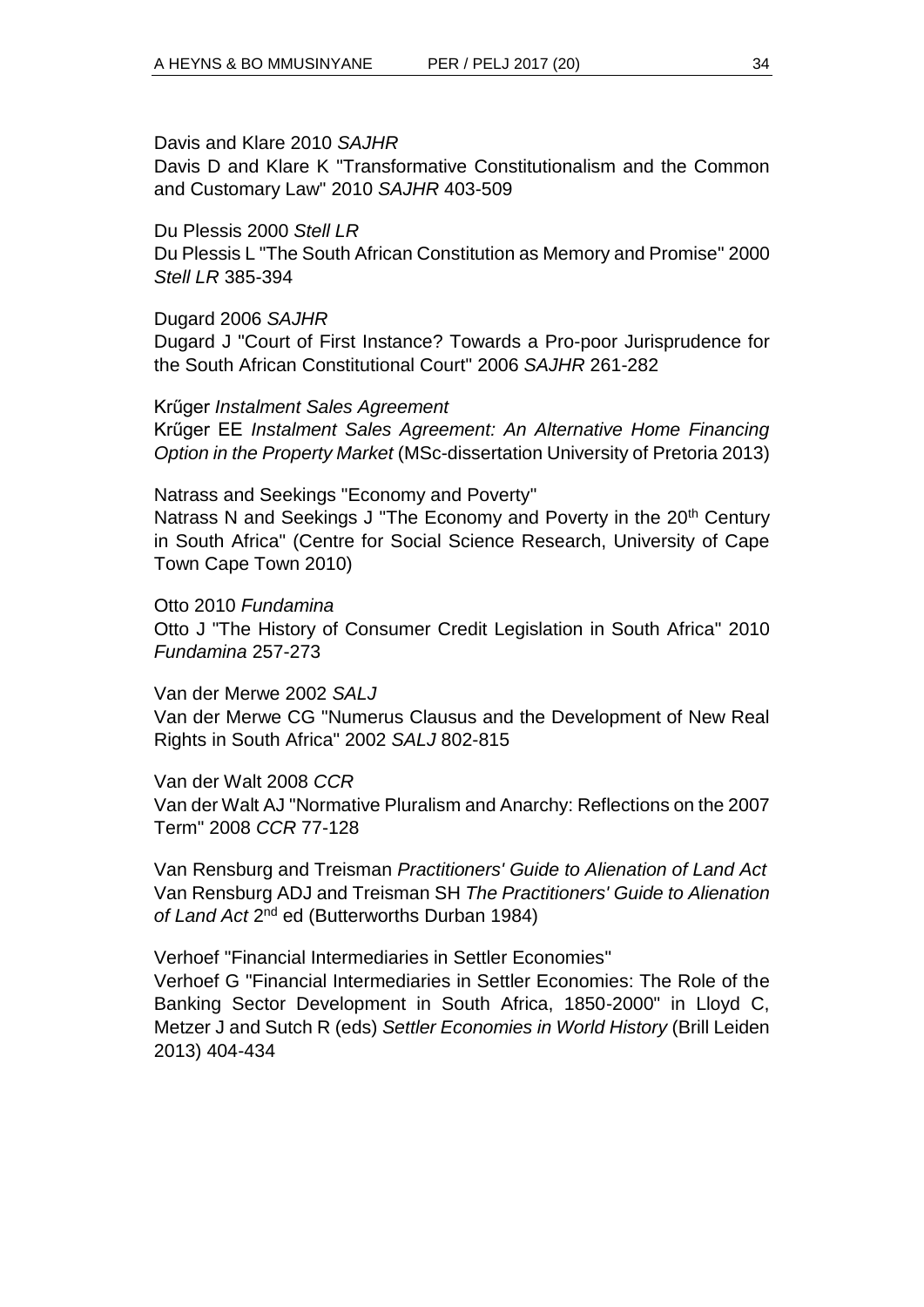Davis and Klare 2010 *SAJHR*
Davis D and Klare K "Transformative Constitutionalism and the Common and Customary Law" 2010 *SAJHR* 403-509

Du Plessis 2000 *Stell LR*
Du Plessis L "The South African Constitution as Memory and Promise" 2000 *Stell LR* 385-394

Dugard 2006 *SAJHR*
Dugard J "Court of First Instance? Towards a Pro-poor Jurisprudence for the South African Constitutional Court" 2006 *SAJHR* 261-282

Krűger *Instalment Sales Agreement*
Krűger EE *Instalment Sales Agreement: An Alternative Home Financing Option in the Property Market* (MSc-dissertation University of Pretoria 2013)

Natrass and Seekings "Economy and Poverty"
Natrass N and Seekings J "The Economy and Poverty in the 20th Century in South Africa" (Centre for Social Science Research, University of Cape Town Cape Town 2010)

Otto 2010 *Fundamina*
Otto J "The History of Consumer Credit Legislation in South Africa" 2010 *Fundamina* 257-273

Van der Merwe 2002 *SALJ*
Van der Merwe CG "Numerus Clausus and the Development of New Real Rights in South Africa" 2002 *SALJ* 802-815

Van der Walt 2008 *CCR*
Van der Walt AJ "Normative Pluralism and Anarchy: Reflections on the 2007 Term" 2008 *CCR* 77-128

Van Rensburg and Treisman *Practitioners' Guide to Alienation of Land Act*
Van Rensburg ADJ and Treisman SH *The Practitioners' Guide to Alienation of Land Act* 2nd ed (Butterworths Durban 1984)

Verhoef "Financial Intermediaries in Settler Economies"
Verhoef G "Financial Intermediaries in Settler Economies: The Role of the Banking Sector Development in South Africa, 1850-2000" in Lloyd C, Metzer J and Sutch R (eds) *Settler Economies in World History* (Brill Leiden 2013) 404-434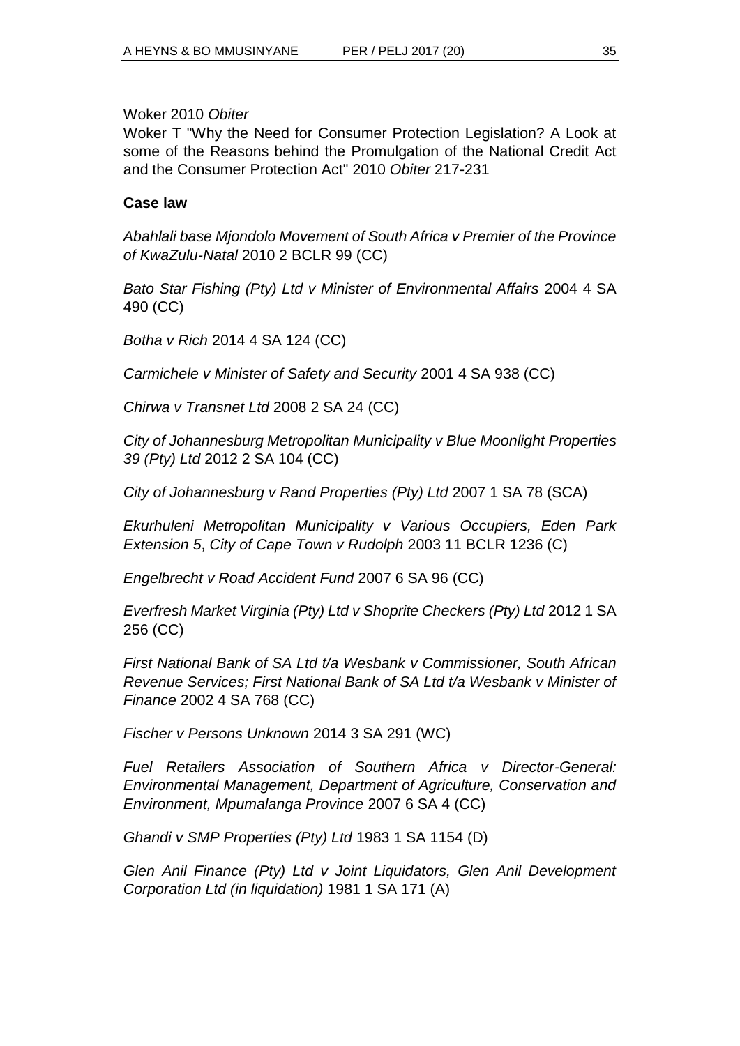Woker 2010 *Obiter*

Woker T "Why the Need for Consumer Protection Legislation? A Look at some of the Reasons behind the Promulgation of the National Credit Act and the Consumer Protection Act" 2010 *Obiter* 217-231

**Case law**

*Abahlali base Mjondolo Movement of South Africa v Premier of the Province of KwaZulu-Natal* 2010 2 BCLR 99 (CC)

*Bato Star Fishing (Pty) Ltd v Minister of Environmental Affairs* 2004 4 SA 490 (CC)

*Botha v Rich* 2014 4 SA 124 (CC)

*Carmichele v Minister of Safety and Security* 2001 4 SA 938 (CC)

*Chirwa v Transnet Ltd* 2008 2 SA 24 (CC)

*City of Johannesburg Metropolitan Municipality v Blue Moonlight Properties 39 (Pty) Ltd* 2012 2 SA 104 (CC)

*City of Johannesburg v Rand Properties (Pty) Ltd* 2007 1 SA 78 (SCA)

*Ekurhuleni Metropolitan Municipality v Various Occupiers, Eden Park Extension 5*, *City of Cape Town v Rudolph* 2003 11 BCLR 1236 (C)

*Engelbrecht v Road Accident Fund* 2007 6 SA 96 (CC)

*Everfresh Market Virginia (Pty) Ltd v Shoprite Checkers (Pty) Ltd* 2012 1 SA 256 (CC)

*First National Bank of SA Ltd t/a Wesbank v Commissioner, South African Revenue Services; First National Bank of SA Ltd t/a Wesbank v Minister of Finance* 2002 4 SA 768 (CC)

*Fischer v Persons Unknown* 2014 3 SA 291 (WC)

*Fuel Retailers Association of Southern Africa v Director-General: Environmental Management, Department of Agriculture, Conservation and Environment, Mpumalanga Province* 2007 6 SA 4 (CC)

*Ghandi v SMP Properties (Pty) Ltd* 1983 1 SA 1154 (D)

*Glen Anil Finance (Pty) Ltd v Joint Liquidators, Glen Anil Development Corporation Ltd (in liquidation)* 1981 1 SA 171 (A)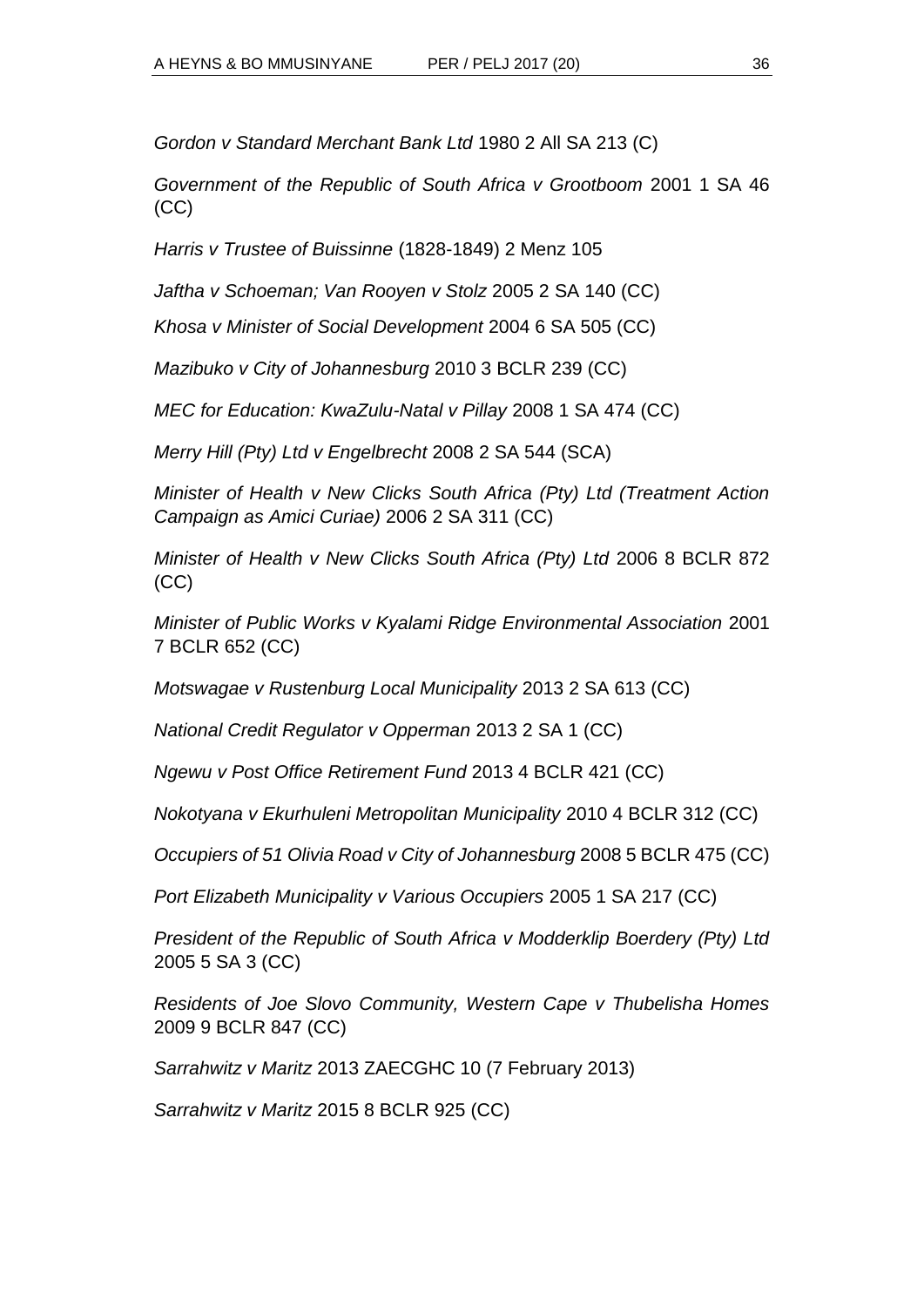*Gordon v Standard Merchant Bank Ltd* 1980 2 All SA 213 (C)

*Government of the Republic of South Africa v Grootboom* 2001 1 SA 46 (CC)

*Harris v Trustee of Buissinne* (1828-1849) 2 Menz 105

*Jaftha v Schoeman; Van Rooyen v Stolz* 2005 2 SA 140 (CC)

*Khosa v Minister of Social Development* 2004 6 SA 505 (CC)

*Mazibuko v City of Johannesburg* 2010 3 BCLR 239 (CC)

*MEC for Education: KwaZulu-Natal v Pillay* 2008 1 SA 474 (CC)

*Merry Hill (Pty) Ltd v Engelbrecht* 2008 2 SA 544 (SCA)

*Minister of Health v New Clicks South Africa (Pty) Ltd (Treatment Action Campaign as Amici Curiae)* 2006 2 SA 311 (CC)

*Minister of Health v New Clicks South Africa (Pty) Ltd* 2006 8 BCLR 872 (CC)

*Minister of Public Works v Kyalami Ridge Environmental Association* 2001 7 BCLR 652 (CC)

*Motswagae v Rustenburg Local Municipality* 2013 2 SA 613 (CC)

*National Credit Regulator v Opperman* 2013 2 SA 1 (CC)

*Ngewu v Post Office Retirement Fund* 2013 4 BCLR 421 (CC)

*Nokotyana v Ekurhuleni Metropolitan Municipality* 2010 4 BCLR 312 (CC)

*Occupiers of 51 Olivia Road v City of Johannesburg* 2008 5 BCLR 475 (CC)

*Port Elizabeth Municipality v Various Occupiers* 2005 1 SA 217 (CC)

*President of the Republic of South Africa v Modderklip Boerdery (Pty) Ltd* 2005 5 SA 3 (CC)

*Residents of Joe Slovo Community, Western Cape v Thubelisha Homes* 2009 9 BCLR 847 (CC)

*Sarrahwitz v Maritz* 2013 ZAECGHC 10 (7 February 2013)

*Sarrahwitz v Maritz* 2015 8 BCLR 925 (CC)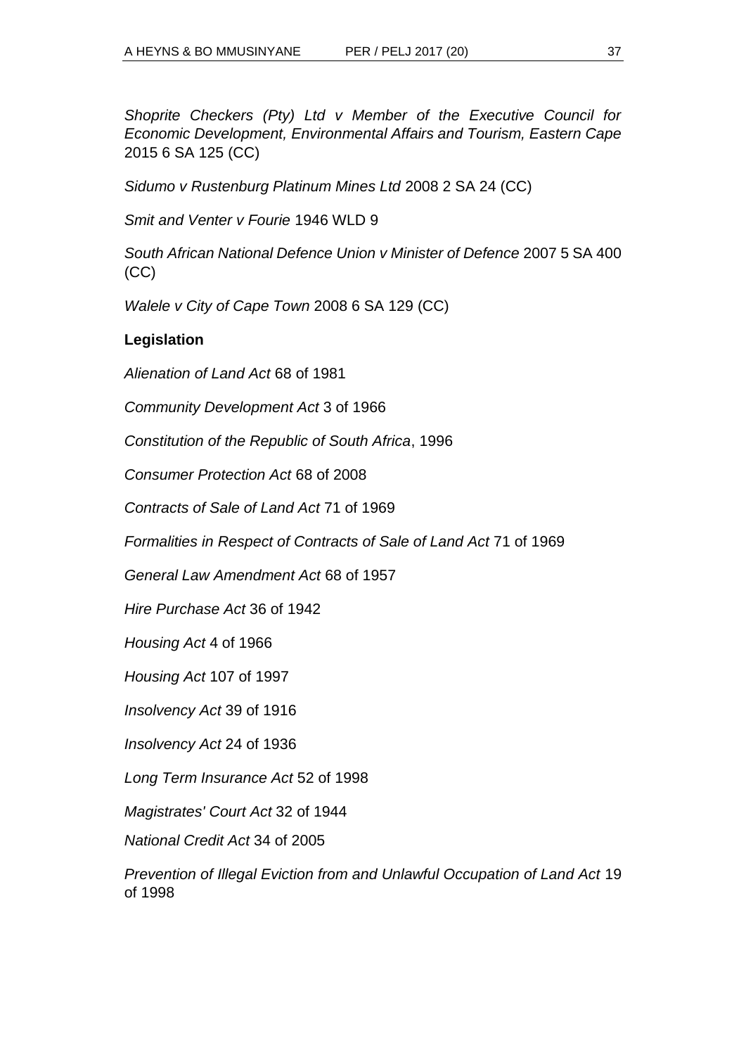*Shoprite Checkers (Pty) Ltd v Member of the Executive Council for Economic Development, Environmental Affairs and Tourism, Eastern Cape* 2015 6 SA 125 (CC)

*Sidumo v Rustenburg Platinum Mines Ltd* 2008 2 SA 24 (CC)

*Smit and Venter v Fourie* 1946 WLD 9

*South African National Defence Union v Minister of Defence* 2007 5 SA 400 (CC)

*Walele v City of Cape Town* 2008 6 SA 129 (CC)

**Legislation**

*Alienation of Land Act* 68 of 1981

*Community Development Act* 3 of 1966

*Constitution of the Republic of South Africa*, 1996

*Consumer Protection Act* 68 of 2008

*Contracts of Sale of Land Act* 71 of 1969

*Formalities in Respect of Contracts of Sale of Land Act* 71 of 1969

*General Law Amendment Act* 68 of 1957

*Hire Purchase Act* 36 of 1942

*Housing Act* 4 of 1966

*Housing Act* 107 of 1997

*Insolvency Act* 39 of 1916

*Insolvency Act* 24 of 1936

*Long Term Insurance Act* 52 of 1998

*Magistrates' Court Act* 32 of 1944

*National Credit Act* 34 of 2005

*Prevention of Illegal Eviction from and Unlawful Occupation of Land Act* 19 of 1998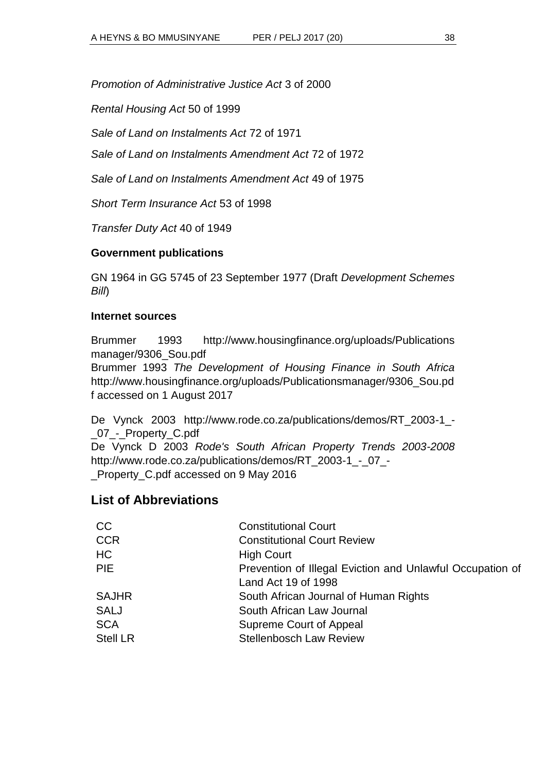*Promotion of Administrative Justice Act* 3 of 2000

*Rental Housing Act* 50 of 1999

*Sale of Land on Instalments Act* 72 of 1971

*Sale of Land on Instalments Amendment Act* 72 of 1972

*Sale of Land on Instalments Amendment Act* 49 of 1975

*Short Term Insurance Act* 53 of 1998

*Transfer Duty Act* 40 of 1949

**Government publications**

GN 1964 in GG 5745 of 23 September 1977 (Draft *Development Schemes Bill*)

**Internet sources**

Brummer 1993 http://www.housingfinance.org/uploads/Publications manager/9306_Sou.pdf
Brummer 1993 *The Development of Housing Finance in South Africa* http://www.housingfinance.org/uploads/Publicationsmanager/9306_Sou.pdf accessed on 1 August 2017

De Vynck 2003 http://www.rode.co.za/publications/demos/RT_2003-1_-_07_-_Property_C.pdf
De Vynck D 2003 *Rode's South African Property Trends 2003-2008* http://www.rode.co.za/publications/demos/RT_2003-1_-_07_-_Property_C.pdf accessed on 9 May 2016

## List of Abbreviations

| | |
|---|---|
| CC | Constitutional Court |
| CCR | Constitutional Court Review |
| HC | High Court |
| PIE | Prevention of Illegal Eviction and Unlawful Occupation of Land Act 19 of 1998 |
| SAJHR | South African Journal of Human Rights |
| SALJ | South African Law Journal |
| SCA | Supreme Court of Appeal |
| Stell LR | Stellenbosch Law Review |